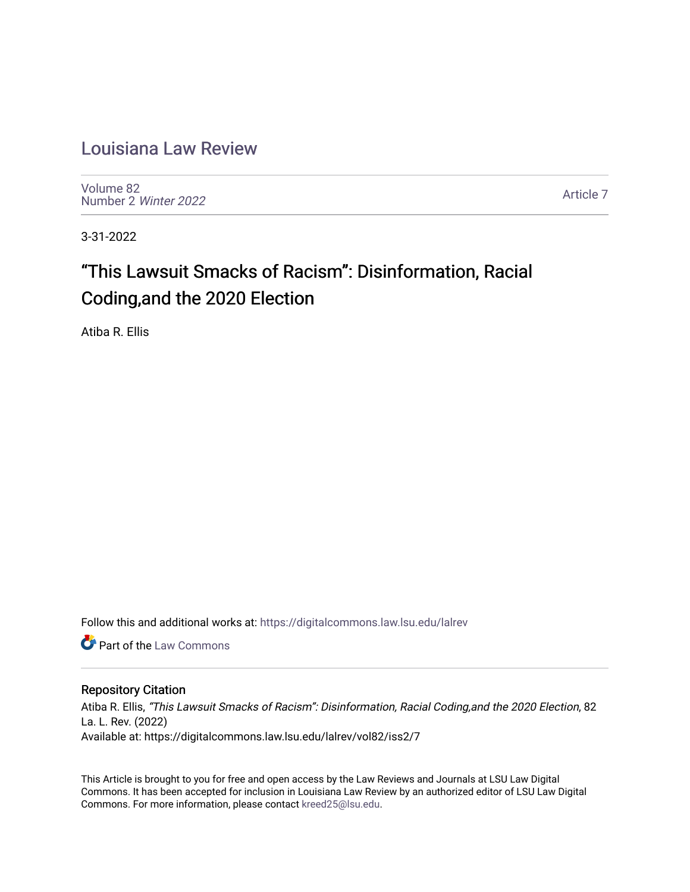# Louisiana Law Review

Volume 82
Number 2 *Winter 2022*

Article 7

3-31-2022

## "This Lawsuit Smacks of Racism": Disinformation, Racial Coding,and the 2020 Election

Atiba R. Ellis

Follow this and additional works at: https://digitalcommons.law.lsu.edu/lalrev

Part of the Law Commons

### Repository Citation

Atiba R. Ellis, *"This Lawsuit Smacks of Racism": Disinformation, Racial Coding,and the 2020 Election*, 82 La. L. Rev. (2022)
Available at: https://digitalcommons.law.lsu.edu/lalrev/vol82/iss2/7

This Article is brought to you for free and open access by the Law Reviews and Journals at LSU Law Digital Commons. It has been accepted for inclusion in Louisiana Law Review by an authorized editor of LSU Law Digital Commons. For more information, please contact kreed25@lsu.edu.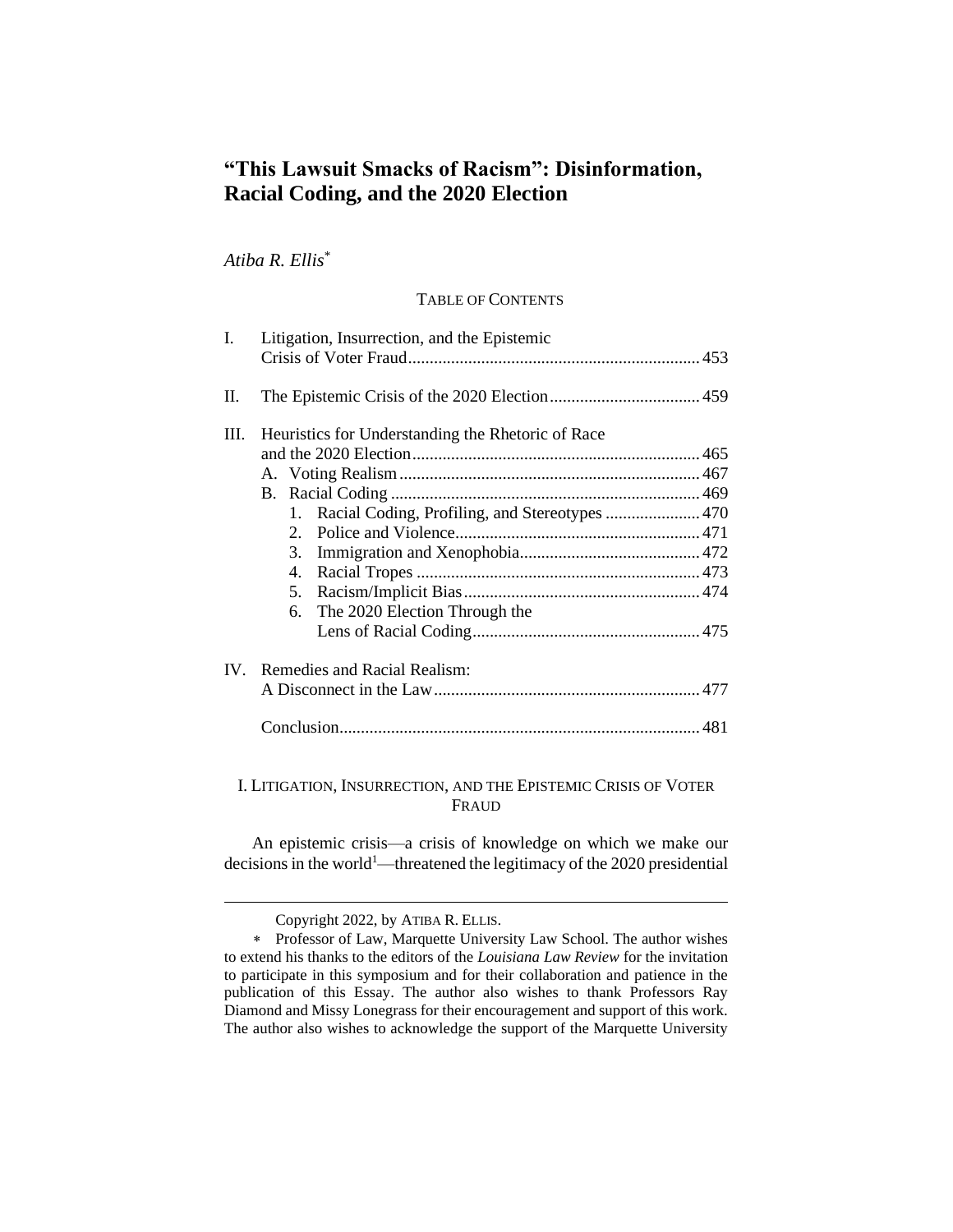# "This Lawsuit Smacks of Racism": Disinformation, Racial Coding, and the 2020 Election

*Atiba R. Ellis*[*]

TABLE OF CONTENTS

| | | |
|---|---|---|
| I. | Litigation, Insurrection, and the Epistemic Crisis of Voter Fraud | 453 |
| II. | The Epistemic Crisis of the 2020 Election | 459 |
| III. | Heuristics for Understanding the Rhetoric of Race and the 2020 Election | 465 |
| | A. Voting Realism | 467 |
| | B. Racial Coding | 469 |
| | 1. Racial Coding, Profiling, and Stereotypes | 470 |
| | 2. Police and Violence | 471 |
| | 3. Immigration and Xenophobia | 472 |
| | 4. Racial Tropes | 473 |
| | 5. Racism/Implicit Bias | 474 |
| | 6. The 2020 Election Through the Lens of Racial Coding | 475 |
| IV. | Remedies and Racial Realism: A Disconnect in the Law | 477 |
| | Conclusion | 481 |

## I. Litigation, Insurrection, and the Epistemic Crisis of Voter Fraud

An epistemic crisis—a crisis of knowledge on which we make our decisions in the world[1]—threatened the legitimacy of the 2020 presidential

---

Copyright 2022, by ATIBA R. ELLIS.

[*] Professor of Law, Marquette University Law School. The author wishes to extend his thanks to the editors of the *Louisiana Law Review* for the invitation to participate in this symposium and for their collaboration and patience in the publication of this Essay. The author also wishes to thank Professors Ray Diamond and Missy Lonegrass for their encouragement and support of this work. The author also wishes to acknowledge the support of the Marquette University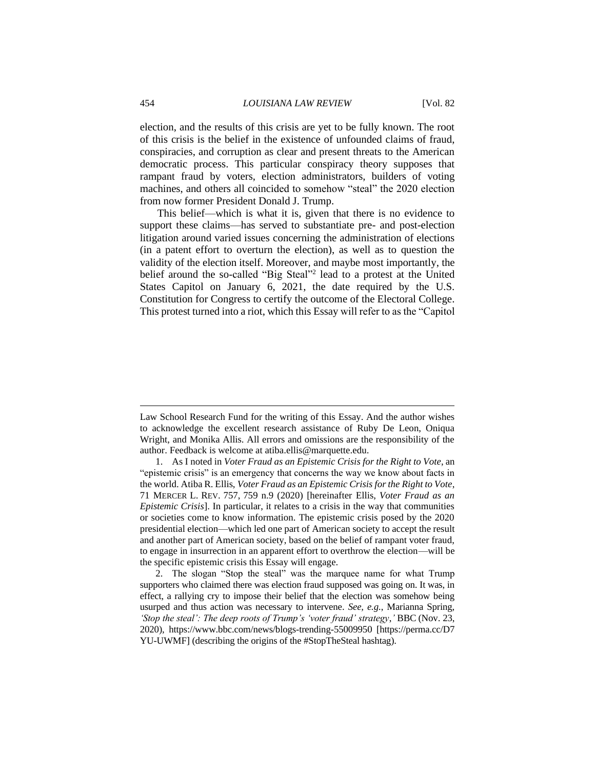election, and the results of this crisis are yet to be fully known. The root of this crisis is the belief in the existence of unfounded claims of fraud, conspiracies, and corruption as clear and present threats to the American democratic process. This particular conspiracy theory supposes that rampant fraud by voters, election administrators, builders of voting machines, and others all coincided to somehow "steal" the 2020 election from now former President Donald J. Trump.

This belief—which is what it is, given that there is no evidence to support these claims—has served to substantiate pre- and post-election litigation around varied issues concerning the administration of elections (in a patent effort to overturn the election), as well as to question the validity of the election itself. Moreover, and maybe most importantly, the belief around the so-called "Big Steal"[2] lead to a protest at the United States Capitol on January 6, 2021, the date required by the U.S. Constitution for Congress to certify the outcome of the Electoral College. This protest turned into a riot, which this Essay will refer to as the "Capitol

---

Law School Research Fund for the writing of this Essay. And the author wishes to acknowledge the excellent research assistance of Ruby De Leon, Oniqua Wright, and Monika Allis. All errors and omissions are the responsibility of the author. Feedback is welcome at atiba.ellis@marquette.edu.

1. As I noted in *Voter Fraud as an Epistemic Crisis for the Right to Vote*, an "epistemic crisis" is an emergency that concerns the way we know about facts in the world. Atiba R. Ellis, *Voter Fraud as an Epistemic Crisis for the Right to Vote*, 71 MERCER L. REV. 757, 759 n.9 (2020) [hereinafter Ellis, *Voter Fraud as an Epistemic Crisis*]. In particular, it relates to a crisis in the way that communities or societies come to know information. The epistemic crisis posed by the 2020 presidential election—which led one part of American society to accept the result and another part of American society, based on the belief of rampant voter fraud, to engage in insurrection in an apparent effort to overthrow the election—will be the specific epistemic crisis this Essay will engage.

2. The slogan "Stop the steal" was the marquee name for what Trump supporters who claimed there was election fraud supposed was going on. It was, in effect, a rallying cry to impose their belief that the election was somehow being usurped and thus action was necessary to intervene. *See, e.g.*, Marianna Spring, *'Stop the steal': The deep roots of Trump's 'voter fraud' strategy*,*'* BBC (Nov. 23, 2020), https://www.bbc.com/news/blogs-trending-55009950 [https://perma.cc/D7YU-UWMF] (describing the origins of the #StopTheSteal hashtag).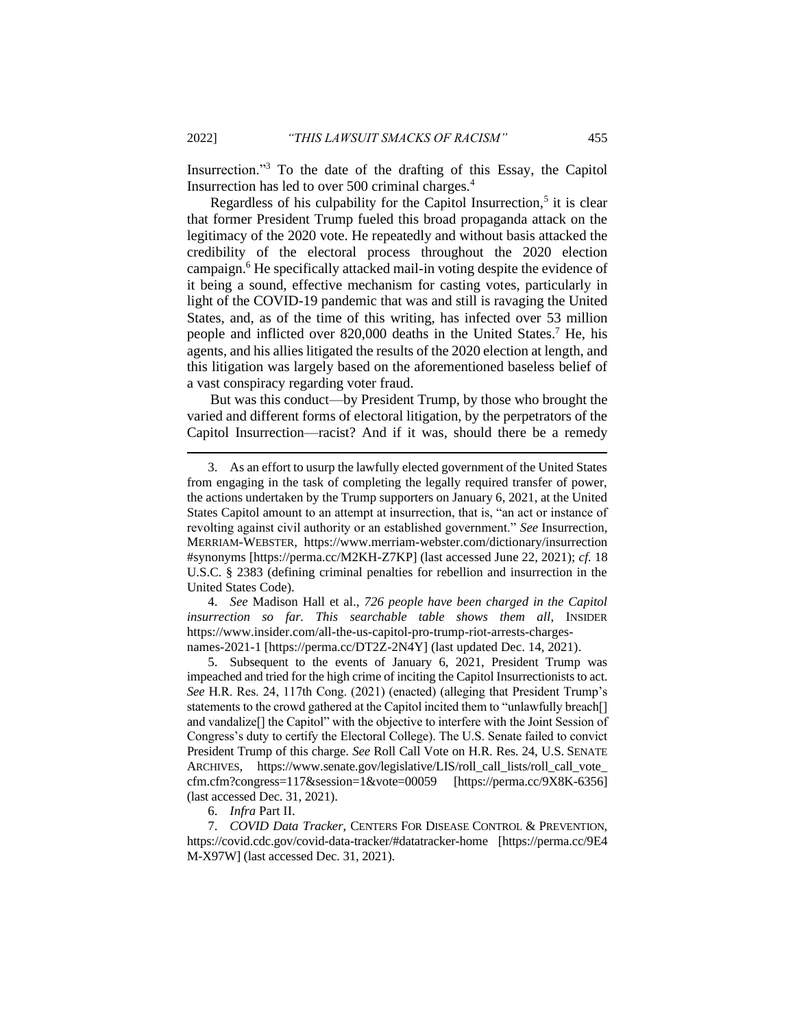Insurrection."[3] To the date of the drafting of this Essay, the Capitol Insurrection has led to over 500 criminal charges.[4]

Regardless of his culpability for the Capitol Insurrection,[5] it is clear that former President Trump fueled this broad propaganda attack on the legitimacy of the 2020 vote. He repeatedly and without basis attacked the credibility of the electoral process throughout the 2020 election campaign.[6] He specifically attacked mail-in voting despite the evidence of it being a sound, effective mechanism for casting votes, particularly in light of the COVID-19 pandemic that was and still is ravaging the United States, and, as of the time of this writing, has infected over 53 million people and inflicted over 820,000 deaths in the United States.[7] He, his agents, and his allies litigated the results of the 2020 election at length, and this litigation was largely based on the aforementioned baseless belief of a vast conspiracy regarding voter fraud.

But was this conduct—by President Trump, by those who brought the varied and different forms of electoral litigation, by the perpetrators of the Capitol Insurrection—racist? And if it was, should there be a remedy

---

3. As an effort to usurp the lawfully elected government of the United States from engaging in the task of completing the legally required transfer of power, the actions undertaken by the Trump supporters on January 6, 2021, at the United States Capitol amount to an attempt at insurrection, that is, "an act or instance of revolting against civil authority or an established government." *See* Insurrection, MERRIAM-WEBSTER, https://www.merriam-webster.com/dictionary/insurrection #synonyms [https://perma.cc/M2KH-Z7KP] (last accessed June 22, 2021); *cf.* 18 U.S.C. § 2383 (defining criminal penalties for rebellion and insurrection in the United States Code).

4. *See* Madison Hall et al., *726 people have been charged in the Capitol insurrection so far. This searchable table shows them all*, INSIDER https://www.insider.com/all-the-us-capitol-pro-trump-riot-arrests-charges-names-2021-1 [https://perma.cc/DT2Z-2N4Y] (last updated Dec. 14, 2021).

5. Subsequent to the events of January 6, 2021, President Trump was impeached and tried for the high crime of inciting the Capitol Insurrectionists to act. *See* H.R. Res. 24, 117th Cong. (2021) (enacted) (alleging that President Trump's statements to the crowd gathered at the Capitol incited them to "unlawfully breach[] and vandalize[] the Capitol" with the objective to interfere with the Joint Session of Congress's duty to certify the Electoral College). The U.S. Senate failed to convict President Trump of this charge. *See* Roll Call Vote on H.R. Res. 24, U.S. SENATE ARCHIVES, https://www.senate.gov/legislative/LIS/roll_call_lists/roll_call_vote_cfm.cfm?congress=117&session=1&vote=00059 [https://perma.cc/9X8K-6356] (last accessed Dec. 31, 2021).

6. *Infra* Part II.

7. *COVID Data Tracker*, CENTERS FOR DISEASE CONTROL & PREVENTION, https://covid.cdc.gov/covid-data-tracker/#datatracker-home [https://perma.cc/9E4M-X97W] (last accessed Dec. 31, 2021).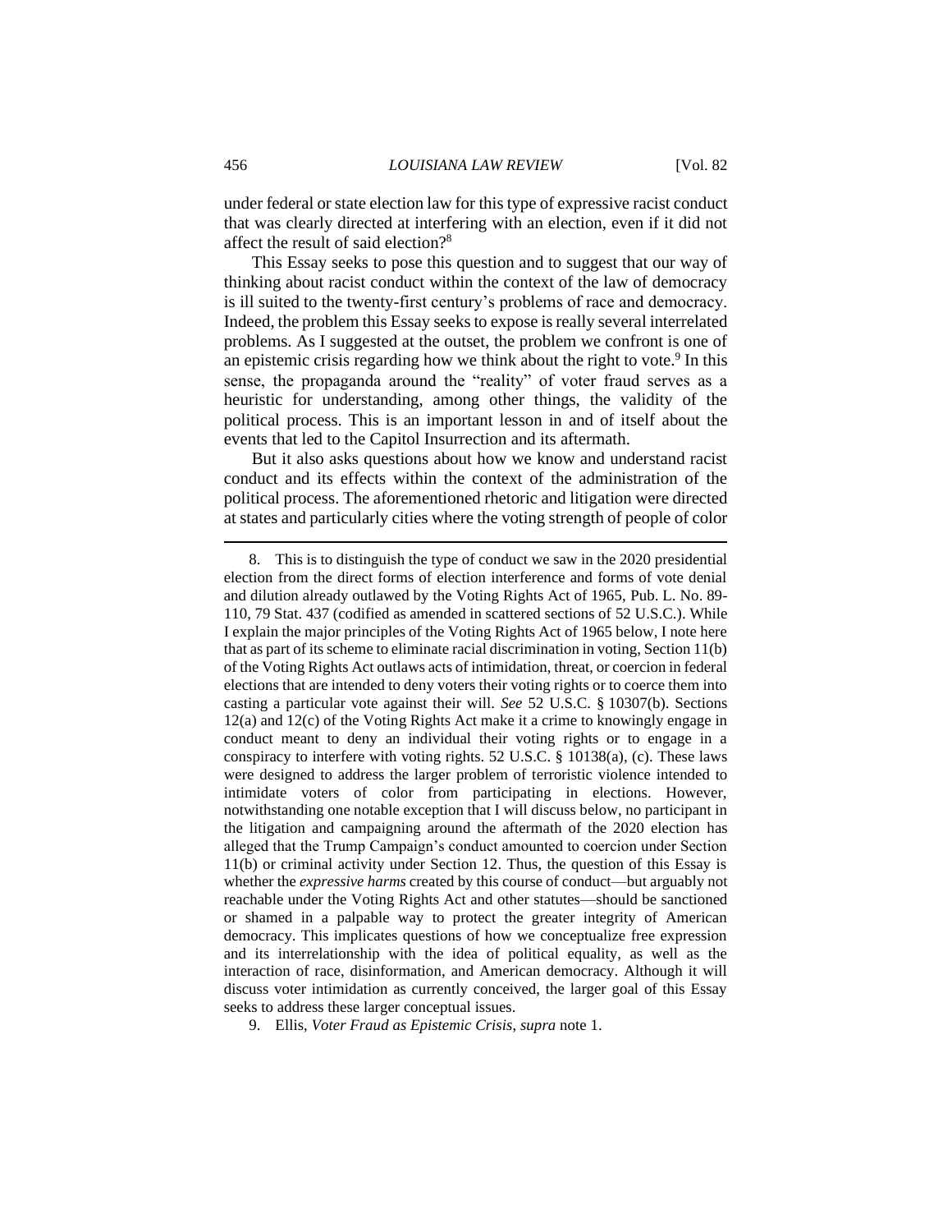under federal or state election law for this type of expressive racist conduct that was clearly directed at interfering with an election, even if it did not affect the result of said election?[8]

This Essay seeks to pose this question and to suggest that our way of thinking about racist conduct within the context of the law of democracy is ill suited to the twenty-first century's problems of race and democracy. Indeed, the problem this Essay seeks to expose is really several interrelated problems. As I suggested at the outset, the problem we confront is one of an epistemic crisis regarding how we think about the right to vote.[9] In this sense, the propaganda around the "reality" of voter fraud serves as a heuristic for understanding, among other things, the validity of the political process. This is an important lesson in and of itself about the events that led to the Capitol Insurrection and its aftermath.

But it also asks questions about how we know and understand racist conduct and its effects within the context of the administration of the political process. The aforementioned rhetoric and litigation were directed at states and particularly cities where the voting strength of people of color

---

8. This is to distinguish the type of conduct we saw in the 2020 presidential election from the direct forms of election interference and forms of vote denial and dilution already outlawed by the Voting Rights Act of 1965, Pub. L. No. 89-110, 79 Stat. 437 (codified as amended in scattered sections of 52 U.S.C.). While I explain the major principles of the Voting Rights Act of 1965 below, I note here that as part of its scheme to eliminate racial discrimination in voting, Section 11(b) of the Voting Rights Act outlaws acts of intimidation, threat, or coercion in federal elections that are intended to deny voters their voting rights or to coerce them into casting a particular vote against their will. *See* 52 U.S.C. § 10307(b). Sections 12(a) and 12(c) of the Voting Rights Act make it a crime to knowingly engage in conduct meant to deny an individual their voting rights or to engage in a conspiracy to interfere with voting rights. 52 U.S.C. § 10138(a), (c). These laws were designed to address the larger problem of terroristic violence intended to intimidate voters of color from participating in elections. However, notwithstanding one notable exception that I will discuss below, no participant in the litigation and campaigning around the aftermath of the 2020 election has alleged that the Trump Campaign's conduct amounted to coercion under Section 11(b) or criminal activity under Section 12. Thus, the question of this Essay is whether the *expressive harms* created by this course of conduct—but arguably not reachable under the Voting Rights Act and other statutes—should be sanctioned or shamed in a palpable way to protect the greater integrity of American democracy. This implicates questions of how we conceptualize free expression and its interrelationship with the idea of political equality, as well as the interaction of race, disinformation, and American democracy. Although it will discuss voter intimidation as currently conceived, the larger goal of this Essay seeks to address these larger conceptual issues.

9. Ellis, *Voter Fraud as Epistemic Crisis*, *supra* note 1.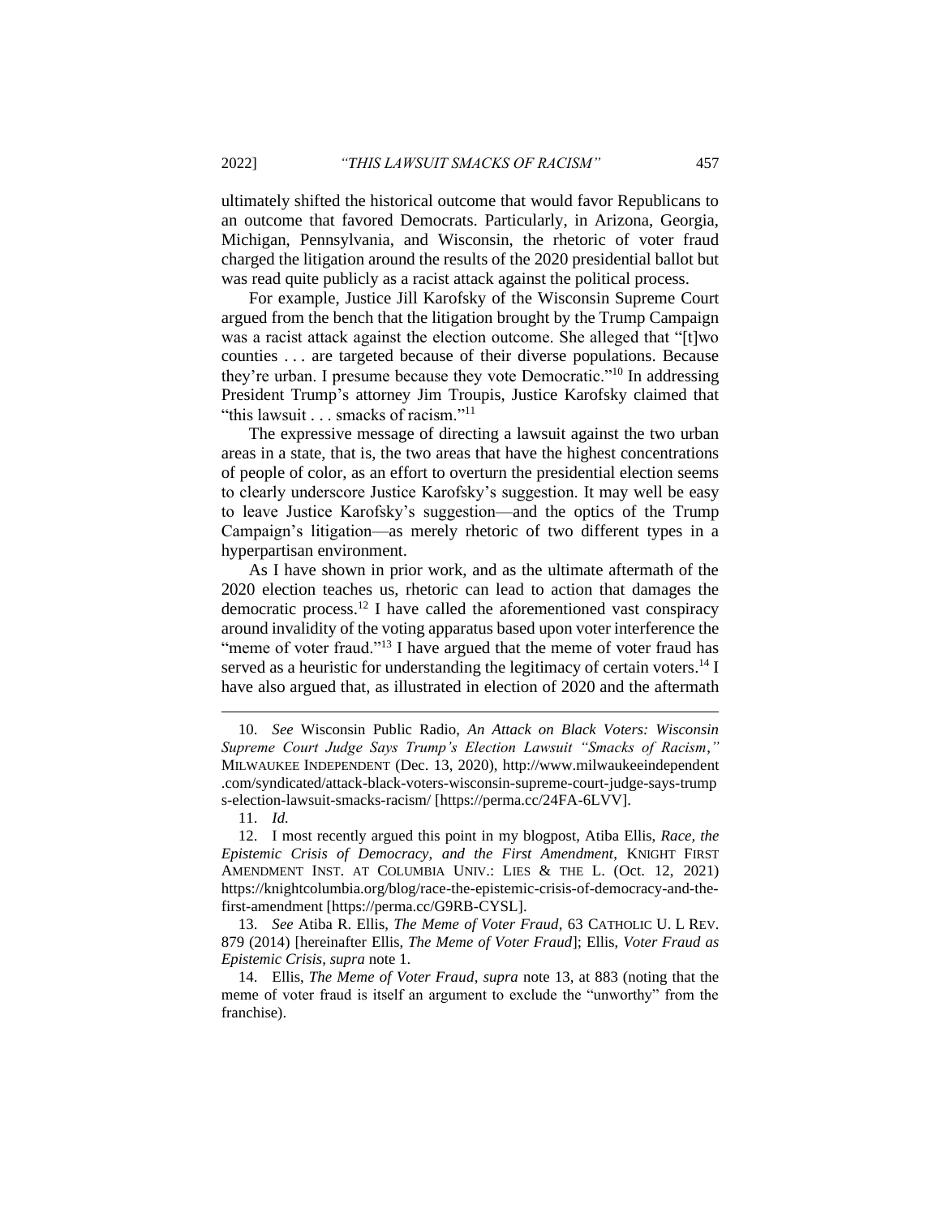ultimately shifted the historical outcome that would favor Republicans to an outcome that favored Democrats. Particularly, in Arizona, Georgia, Michigan, Pennsylvania, and Wisconsin, the rhetoric of voter fraud charged the litigation around the results of the 2020 presidential ballot but was read quite publicly as a racist attack against the political process.

For example, Justice Jill Karofsky of the Wisconsin Supreme Court argued from the bench that the litigation brought by the Trump Campaign was a racist attack against the election outcome. She alleged that "[t]wo counties . . . are targeted because of their diverse populations. Because they're urban. I presume because they vote Democratic."[10] In addressing President Trump's attorney Jim Troupis, Justice Karofsky claimed that "this lawsuit . . . smacks of racism."[11]

The expressive message of directing a lawsuit against the two urban areas in a state, that is, the two areas that have the highest concentrations of people of color, as an effort to overturn the presidential election seems to clearly underscore Justice Karofsky's suggestion. It may well be easy to leave Justice Karofsky's suggestion—and the optics of the Trump Campaign's litigation—as merely rhetoric of two different types in a hyperpartisan environment.

As I have shown in prior work, and as the ultimate aftermath of the 2020 election teaches us, rhetoric can lead to action that damages the democratic process.[12] I have called the aforementioned vast conspiracy around invalidity of the voting apparatus based upon voter interference the "meme of voter fraud."[13] I have argued that the meme of voter fraud has served as a heuristic for understanding the legitimacy of certain voters.[14] I have also argued that, as illustrated in election of 2020 and the aftermath

---

10. *See* Wisconsin Public Radio, *An Attack on Black Voters: Wisconsin Supreme Court Judge Says Trump's Election Lawsuit "Smacks of Racism*,*"* MILWAUKEE INDEPENDENT (Dec. 13, 2020), http://www.milwaukeeindependent.com/syndicated/attack-black-voters-wisconsin-supreme-court-judge-says-trumps-election-lawsuit-smacks-racism/ [https://perma.cc/24FA-6LVV].

11. *Id.*

12. I most recently argued this point in my blogpost, Atiba Ellis, *Race, the Epistemic Crisis of Democracy, and the First Amendment*, KNIGHT FIRST AMENDMENT INST. AT COLUMBIA UNIV.: LIES & THE L. (Oct. 12, 2021) https://knightcolumbia.org/blog/race-the-epistemic-crisis-of-democracy-and-the-first-amendment [https://perma.cc/G9RB-CYSL].

13. *See* Atiba R. Ellis, *The Meme of Voter Fraud*, 63 CATHOLIC U. L REV. 879 (2014) [hereinafter Ellis, *The Meme of Voter Fraud*]; Ellis, *Voter Fraud as Epistemic Crisis*, *supra* note 1.

14. Ellis, *The Meme of Voter Fraud*, *supra* note 13, at 883 (noting that the meme of voter fraud is itself an argument to exclude the "unworthy" from the franchise).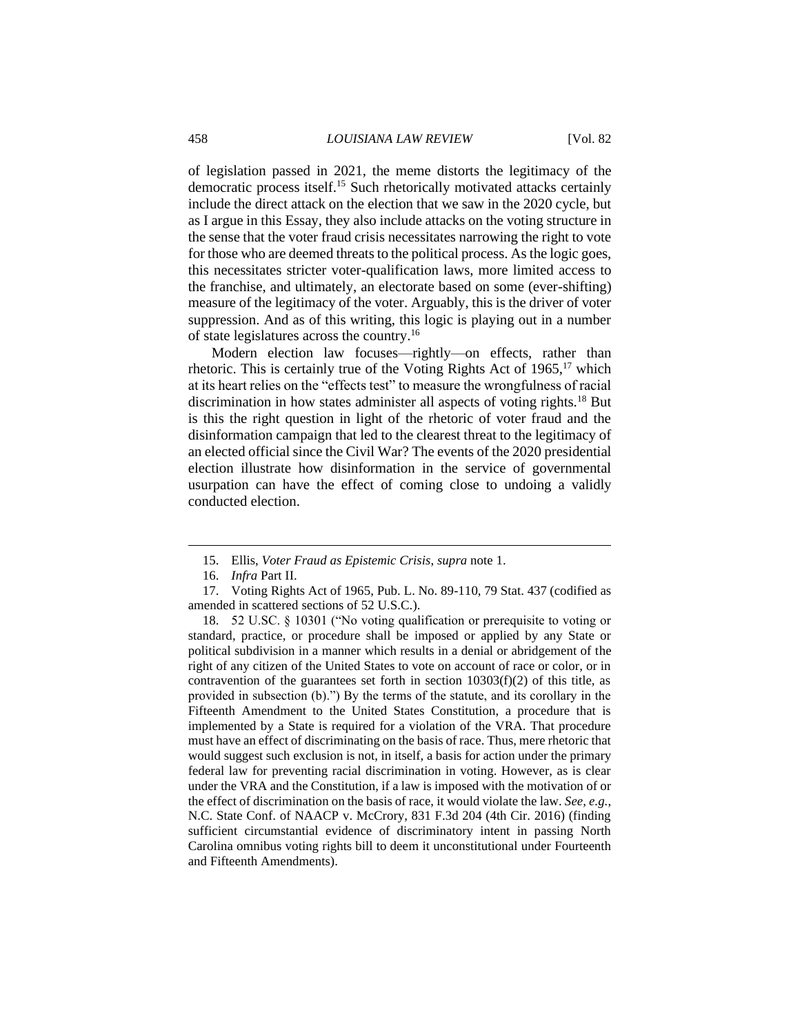of legislation passed in 2021, the meme distorts the legitimacy of the democratic process itself.[15] Such rhetorically motivated attacks certainly include the direct attack on the election that we saw in the 2020 cycle, but as I argue in this Essay, they also include attacks on the voting structure in the sense that the voter fraud crisis necessitates narrowing the right to vote for those who are deemed threats to the political process. As the logic goes, this necessitates stricter voter-qualification laws, more limited access to the franchise, and ultimately, an electorate based on some (ever-shifting) measure of the legitimacy of the voter. Arguably, this is the driver of voter suppression. And as of this writing, this logic is playing out in a number of state legislatures across the country.[16]

Modern election law focuses—rightly—on effects, rather than rhetoric. This is certainly true of the Voting Rights Act of 1965,[17] which at its heart relies on the "effects test" to measure the wrongfulness of racial discrimination in how states administer all aspects of voting rights.[18] But is this the right question in light of the rhetoric of voter fraud and the disinformation campaign that led to the clearest threat to the legitimacy of an elected official since the Civil War? The events of the 2020 presidential election illustrate how disinformation in the service of governmental usurpation can have the effect of coming close to undoing a validly conducted election.

---

15. Ellis, *Voter Fraud as Epistemic Crisis*, *supra* note 1.

16. *Infra* Part II.

17. Voting Rights Act of 1965, Pub. L. No. 89-110, 79 Stat. 437 (codified as amended in scattered sections of 52 U.S.C.).

18. 52 U.SC. § 10301 ("No voting qualification or prerequisite to voting or standard, practice, or procedure shall be imposed or applied by any State or political subdivision in a manner which results in a denial or abridgement of the right of any citizen of the United States to vote on account of race or color, or in contravention of the guarantees set forth in section 10303(f)(2) of this title, as provided in subsection (b).") By the terms of the statute, and its corollary in the Fifteenth Amendment to the United States Constitution, a procedure that is implemented by a State is required for a violation of the VRA. That procedure must have an effect of discriminating on the basis of race. Thus, mere rhetoric that would suggest such exclusion is not, in itself, a basis for action under the primary federal law for preventing racial discrimination in voting. However, as is clear under the VRA and the Constitution, if a law is imposed with the motivation of or the effect of discrimination on the basis of race, it would violate the law. *See, e.g.*, N.C. State Conf. of NAACP v. McCrory, 831 F.3d 204 (4th Cir. 2016) (finding sufficient circumstantial evidence of discriminatory intent in passing North Carolina omnibus voting rights bill to deem it unconstitutional under Fourteenth and Fifteenth Amendments).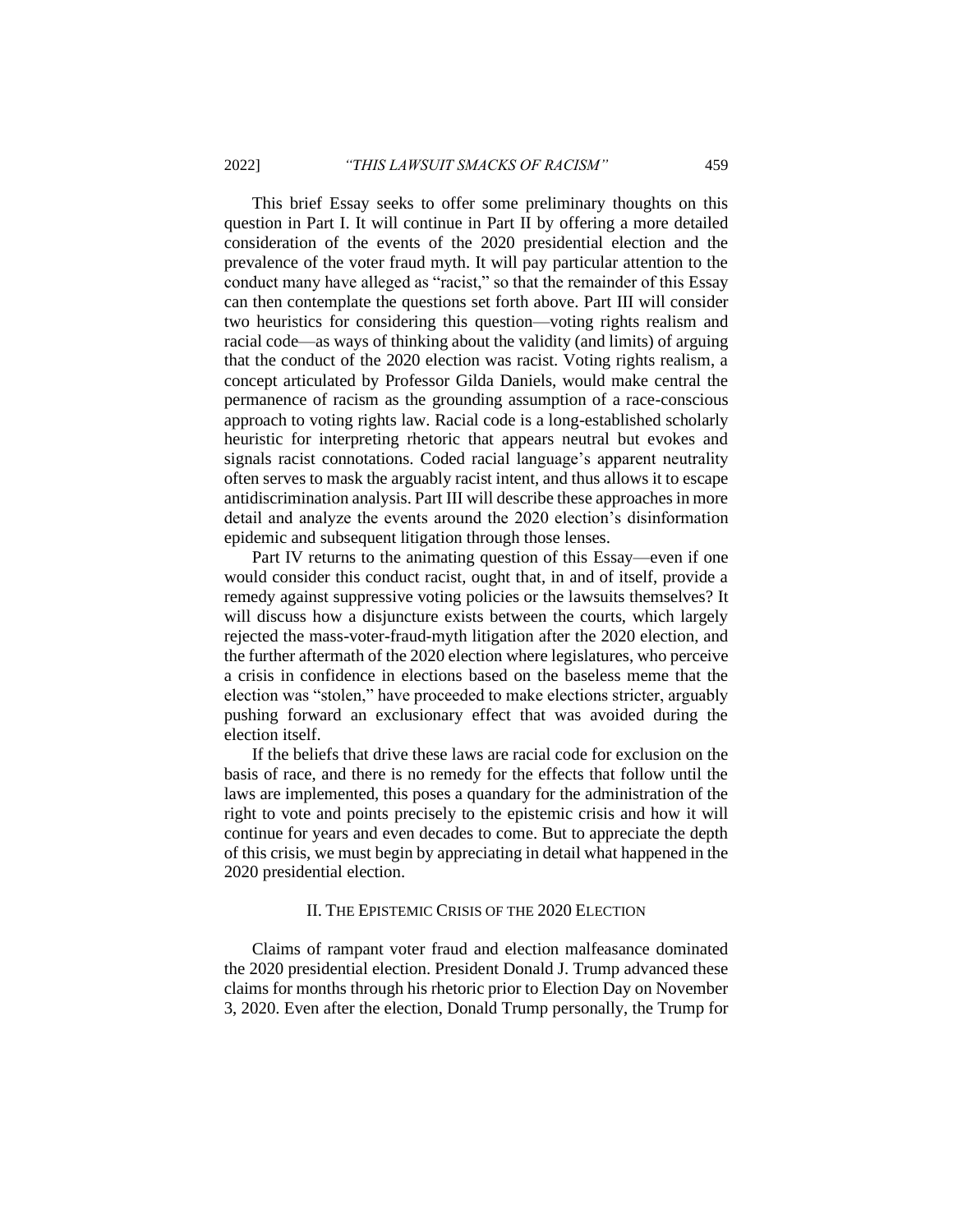This brief Essay seeks to offer some preliminary thoughts on this question in Part I. It will continue in Part II by offering a more detailed consideration of the events of the 2020 presidential election and the prevalence of the voter fraud myth. It will pay particular attention to the conduct many have alleged as "racist," so that the remainder of this Essay can then contemplate the questions set forth above. Part III will consider two heuristics for considering this question—voting rights realism and racial code—as ways of thinking about the validity (and limits) of arguing that the conduct of the 2020 election was racist. Voting rights realism, a concept articulated by Professor Gilda Daniels, would make central the permanence of racism as the grounding assumption of a race-conscious approach to voting rights law. Racial code is a long-established scholarly heuristic for interpreting rhetoric that appears neutral but evokes and signals racist connotations. Coded racial language's apparent neutrality often serves to mask the arguably racist intent, and thus allows it to escape antidiscrimination analysis. Part III will describe these approaches in more detail and analyze the events around the 2020 election's disinformation epidemic and subsequent litigation through those lenses.

Part IV returns to the animating question of this Essay—even if one would consider this conduct racist, ought that, in and of itself, provide a remedy against suppressive voting policies or the lawsuits themselves? It will discuss how a disjuncture exists between the courts, which largely rejected the mass-voter-fraud-myth litigation after the 2020 election, and the further aftermath of the 2020 election where legislatures, who perceive a crisis in confidence in elections based on the baseless meme that the election was "stolen," have proceeded to make elections stricter, arguably pushing forward an exclusionary effect that was avoided during the election itself.

If the beliefs that drive these laws are racial code for exclusion on the basis of race, and there is no remedy for the effects that follow until the laws are implemented, this poses a quandary for the administration of the right to vote and points precisely to the epistemic crisis and how it will continue for years and even decades to come. But to appreciate the depth of this crisis, we must begin by appreciating in detail what happened in the 2020 presidential election.

## II. The Epistemic Crisis of the 2020 Election

Claims of rampant voter fraud and election malfeasance dominated the 2020 presidential election. President Donald J. Trump advanced these claims for months through his rhetoric prior to Election Day on November 3, 2020. Even after the election, Donald Trump personally, the Trump for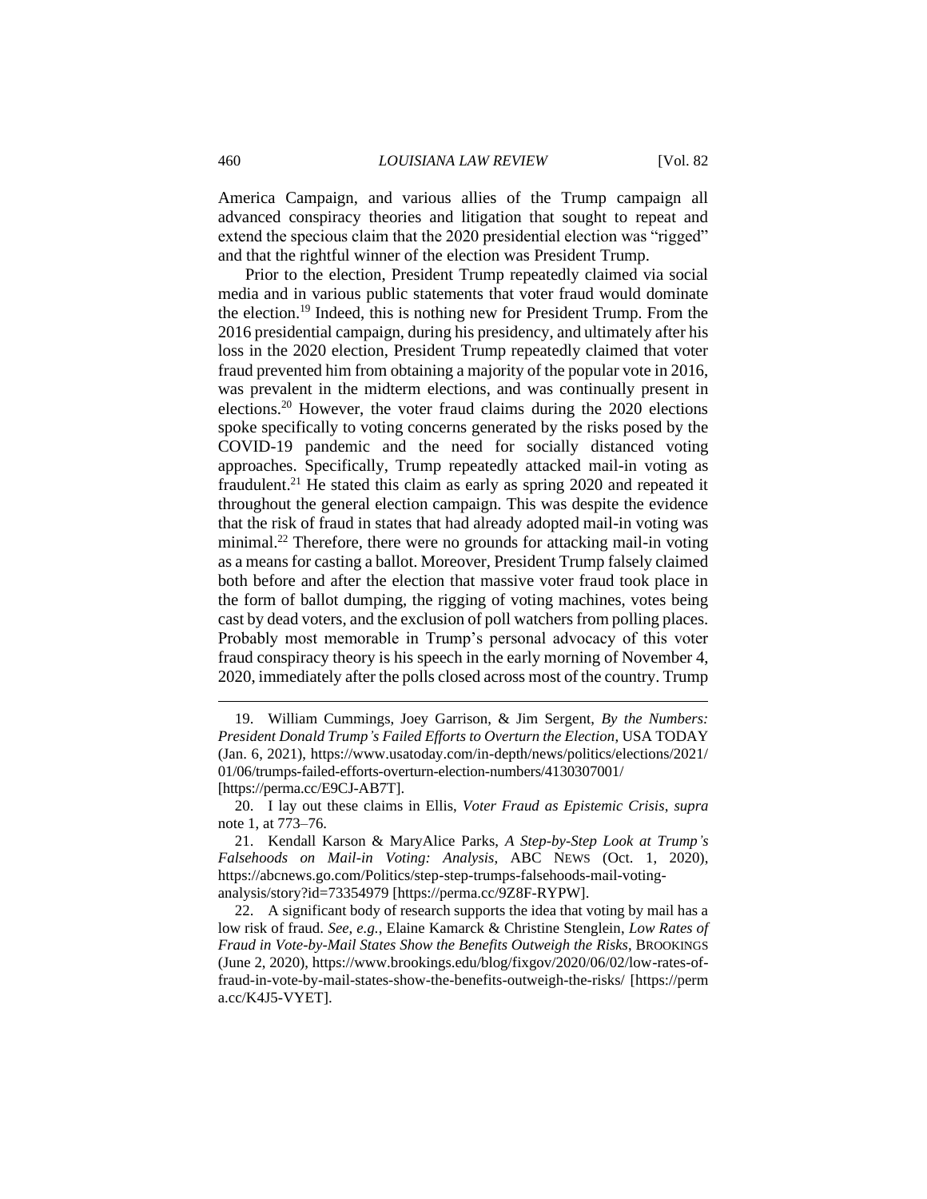America Campaign, and various allies of the Trump campaign all advanced conspiracy theories and litigation that sought to repeat and extend the specious claim that the 2020 presidential election was "rigged" and that the rightful winner of the election was President Trump.

Prior to the election, President Trump repeatedly claimed via social media and in various public statements that voter fraud would dominate the election.[19] Indeed, this is nothing new for President Trump. From the 2016 presidential campaign, during his presidency, and ultimately after his loss in the 2020 election, President Trump repeatedly claimed that voter fraud prevented him from obtaining a majority of the popular vote in 2016, was prevalent in the midterm elections, and was continually present in elections.[20] However, the voter fraud claims during the 2020 elections spoke specifically to voting concerns generated by the risks posed by the COVID-19 pandemic and the need for socially distanced voting approaches. Specifically, Trump repeatedly attacked mail-in voting as fraudulent.[21] He stated this claim as early as spring 2020 and repeated it throughout the general election campaign. This was despite the evidence that the risk of fraud in states that had already adopted mail-in voting was minimal.[22] Therefore, there were no grounds for attacking mail-in voting as a means for casting a ballot. Moreover, President Trump falsely claimed both before and after the election that massive voter fraud took place in the form of ballot dumping, the rigging of voting machines, votes being cast by dead voters, and the exclusion of poll watchers from polling places. Probably most memorable in Trump's personal advocacy of this voter fraud conspiracy theory is his speech in the early morning of November 4, 2020, immediately after the polls closed across most of the country. Trump

---

19. William Cummings, Joey Garrison, & Jim Sergent, *By the Numbers: President Donald Trump's Failed Efforts to Overturn the Election*, USA TODAY (Jan. 6, 2021), https://www.usatoday.com/in-depth/news/politics/elections/2021/01/06/trumps-failed-efforts-overturn-election-numbers/4130307001/ [https://perma.cc/E9CJ-AB7T].

20. I lay out these claims in Ellis, *Voter Fraud as Epistemic Crisis*, *supra* note 1, at 773–76.

21. Kendall Karson & MaryAlice Parks, *A Step-by-Step Look at Trump's Falsehoods on Mail-in Voting: Analysis*, ABC NEWS (Oct. 1, 2020), https://abcnews.go.com/Politics/step-step-trumps-falsehoods-mail-voting-analysis/story?id=73354979 [https://perma.cc/9Z8F-RYPW].

22. A significant body of research supports the idea that voting by mail has a low risk of fraud. *See, e.g.*, Elaine Kamarck & Christine Stenglein, *Low Rates of Fraud in Vote-by-Mail States Show the Benefits Outweigh the Risks*, BROOKINGS (June 2, 2020), https://www.brookings.edu/blog/fixgov/2020/06/02/low-rates-of-fraud-in-vote-by-mail-states-show-the-benefits-outweigh-the-risks/ [https://perma.cc/K4J5-VYET].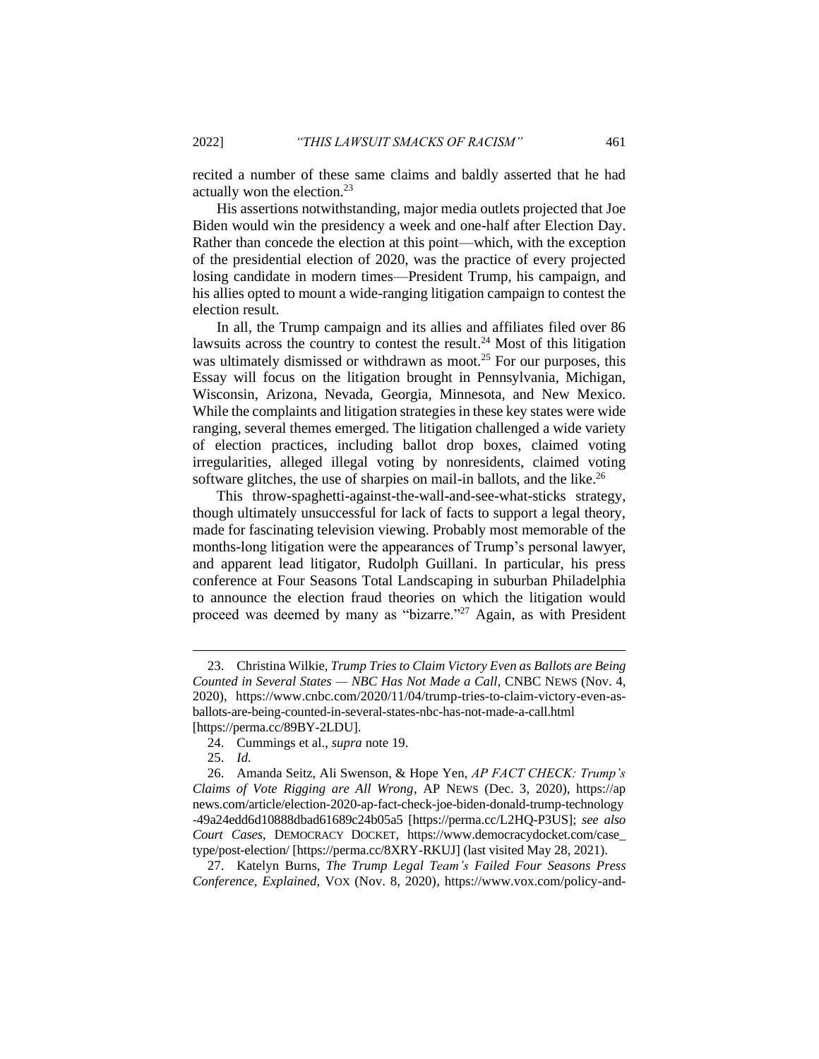recited a number of these same claims and baldly asserted that he had actually won the election.[23]

His assertions notwithstanding, major media outlets projected that Joe Biden would win the presidency a week and one-half after Election Day. Rather than concede the election at this point—which, with the exception of the presidential election of 2020, was the practice of every projected losing candidate in modern times—President Trump, his campaign, and his allies opted to mount a wide-ranging litigation campaign to contest the election result.

In all, the Trump campaign and its allies and affiliates filed over 86 lawsuits across the country to contest the result.[24] Most of this litigation was ultimately dismissed or withdrawn as moot.[25] For our purposes, this Essay will focus on the litigation brought in Pennsylvania, Michigan, Wisconsin, Arizona, Nevada, Georgia, Minnesota, and New Mexico. While the complaints and litigation strategies in these key states were wide ranging, several themes emerged. The litigation challenged a wide variety of election practices, including ballot drop boxes, claimed voting irregularities, alleged illegal voting by nonresidents, claimed voting software glitches, the use of sharpies on mail-in ballots, and the like.[26]

This throw-spaghetti-against-the-wall-and-see-what-sticks strategy, though ultimately unsuccessful for lack of facts to support a legal theory, made for fascinating television viewing. Probably most memorable of the months-long litigation were the appearances of Trump's personal lawyer, and apparent lead litigator, Rudolph Guillani. In particular, his press conference at Four Seasons Total Landscaping in suburban Philadelphia to announce the election fraud theories on which the litigation would proceed was deemed by many as "bizarre."[27] Again, as with President

---

23. Christina Wilkie, *Trump Tries to Claim Victory Even as Ballots are Being Counted in Several States — NBC Has Not Made a Call*, CNBC NEWS (Nov. 4, 2020), https://www.cnbc.com/2020/11/04/trump-tries-to-claim-victory-even-as-ballots-are-being-counted-in-several-states-nbc-has-not-made-a-call.html [https://perma.cc/89BY-2LDU].

24. Cummings et al., *supra* note 19.

25. *Id.*

26. Amanda Seitz, Ali Swenson, & Hope Yen, *AP FACT CHECK: Trump's Claims of Vote Rigging are All Wrong*, AP NEWS (Dec. 3, 2020), https://apnews.com/article/election-2020-ap-fact-check-joe-biden-donald-trump-technology-49a24edd6d10888dbad61689c24b05a5 [https://perma.cc/L2HQ-P3US]; *see also Court Cases*, DEMOCRACY DOCKET, https://www.democracydocket.com/case_type/post-election/ [https://perma.cc/8XRY-RKUJ] (last visited May 28, 2021).

27. Katelyn Burns, *The Trump Legal Team's Failed Four Seasons Press Conference, Explained*, VOX (Nov. 8, 2020), https://www.vox.com/policy-and-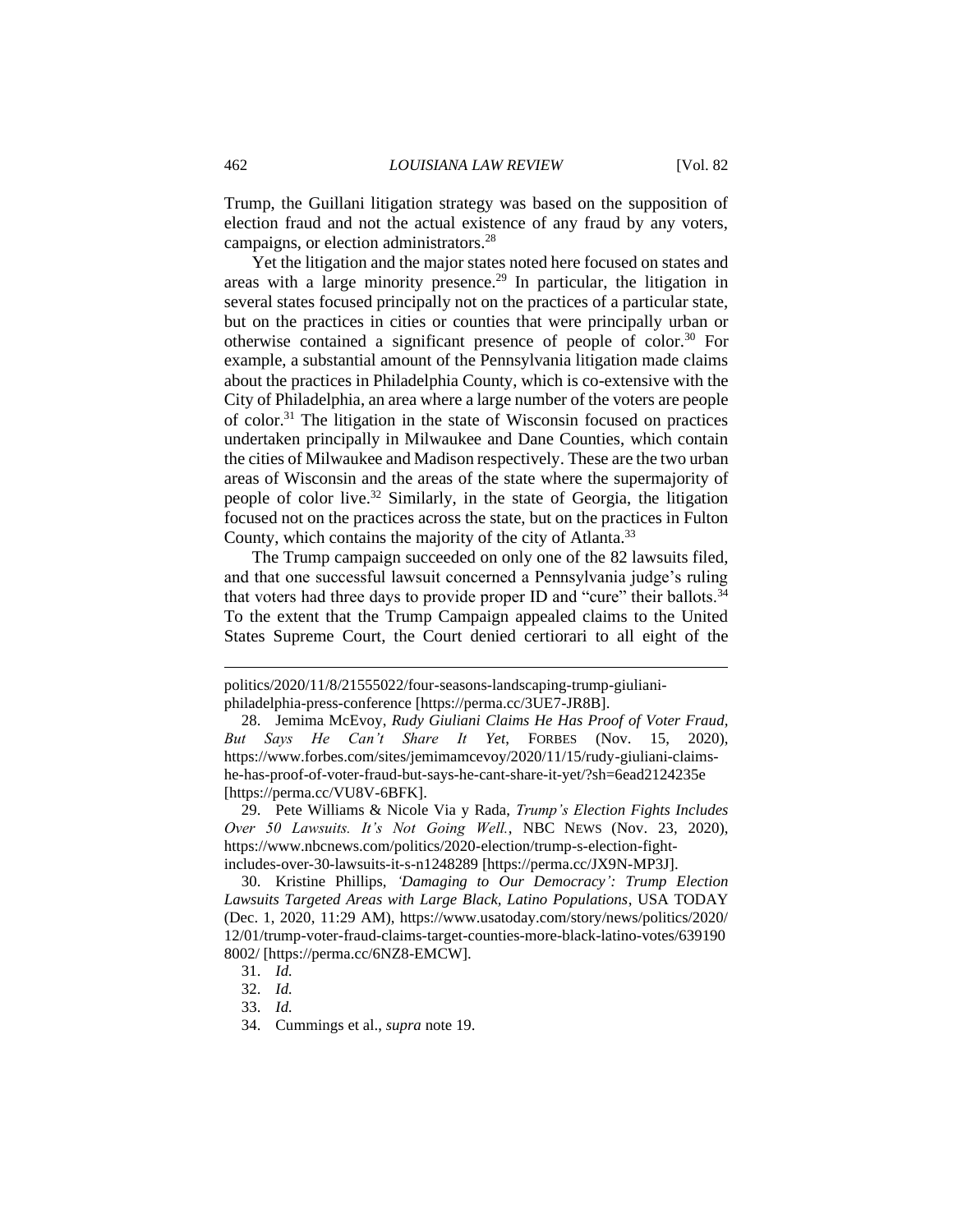Trump, the Guillani litigation strategy was based on the supposition of election fraud and not the actual existence of any fraud by any voters, campaigns, or election administrators.[28]

Yet the litigation and the major states noted here focused on states and areas with a large minority presence.[29] In particular, the litigation in several states focused principally not on the practices of a particular state, but on the practices in cities or counties that were principally urban or otherwise contained a significant presence of people of color.[30] For example, a substantial amount of the Pennsylvania litigation made claims about the practices in Philadelphia County, which is co-extensive with the City of Philadelphia, an area where a large number of the voters are people of color.[31] The litigation in the state of Wisconsin focused on practices undertaken principally in Milwaukee and Dane Counties, which contain the cities of Milwaukee and Madison respectively. These are the two urban areas of Wisconsin and the areas of the state where the supermajority of people of color live.[32] Similarly, in the state of Georgia, the litigation focused not on the practices across the state, but on the practices in Fulton County, which contains the majority of the city of Atlanta.[33]

The Trump campaign succeeded on only one of the 82 lawsuits filed, and that one successful lawsuit concerned a Pennsylvania judge's ruling that voters had three days to provide proper ID and "cure" their ballots.[34] To the extent that the Trump Campaign appealed claims to the United States Supreme Court, the Court denied certiorari to all eight of the

---

politics/2020/11/8/21555022/four-seasons-landscaping-trump-giuliani-philadelphia-press-conference [https://perma.cc/3UE7-JR8B].

28. Jemima McEvoy, *Rudy Giuliani Claims He Has Proof of Voter Fraud, But Says He Can't Share It Yet*, FORBES (Nov. 15, 2020), https://www.forbes.com/sites/jemimamcevoy/2020/11/15/rudy-giuliani-claims-he-has-proof-of-voter-fraud-but-says-he-cant-share-it-yet/?sh=6ead2124235e [https://perma.cc/VU8V-6BFK].

29. Pete Williams & Nicole Via y Rada, *Trump's Election Fights Includes Over 50 Lawsuits. It's Not Going Well.*, NBC NEWS (Nov. 23, 2020), https://www.nbcnews.com/politics/2020-election/trump-s-election-fight-includes-over-30-lawsuits-it-s-n1248289 [https://perma.cc/JX9N-MP3J].

30. Kristine Phillips, *'Damaging to Our Democracy': Trump Election Lawsuits Targeted Areas with Large Black, Latino Populations*, USA TODAY (Dec. 1, 2020, 11:29 AM), https://www.usatoday.com/story/news/politics/2020/12/01/trump-voter-fraud-claims-target-counties-more-black-latino-votes/6391908002/ [https://perma.cc/6NZ8-EMCW].

31. *Id.*

32. *Id.*

33. *Id.*

34. Cummings et al., *supra* note 19.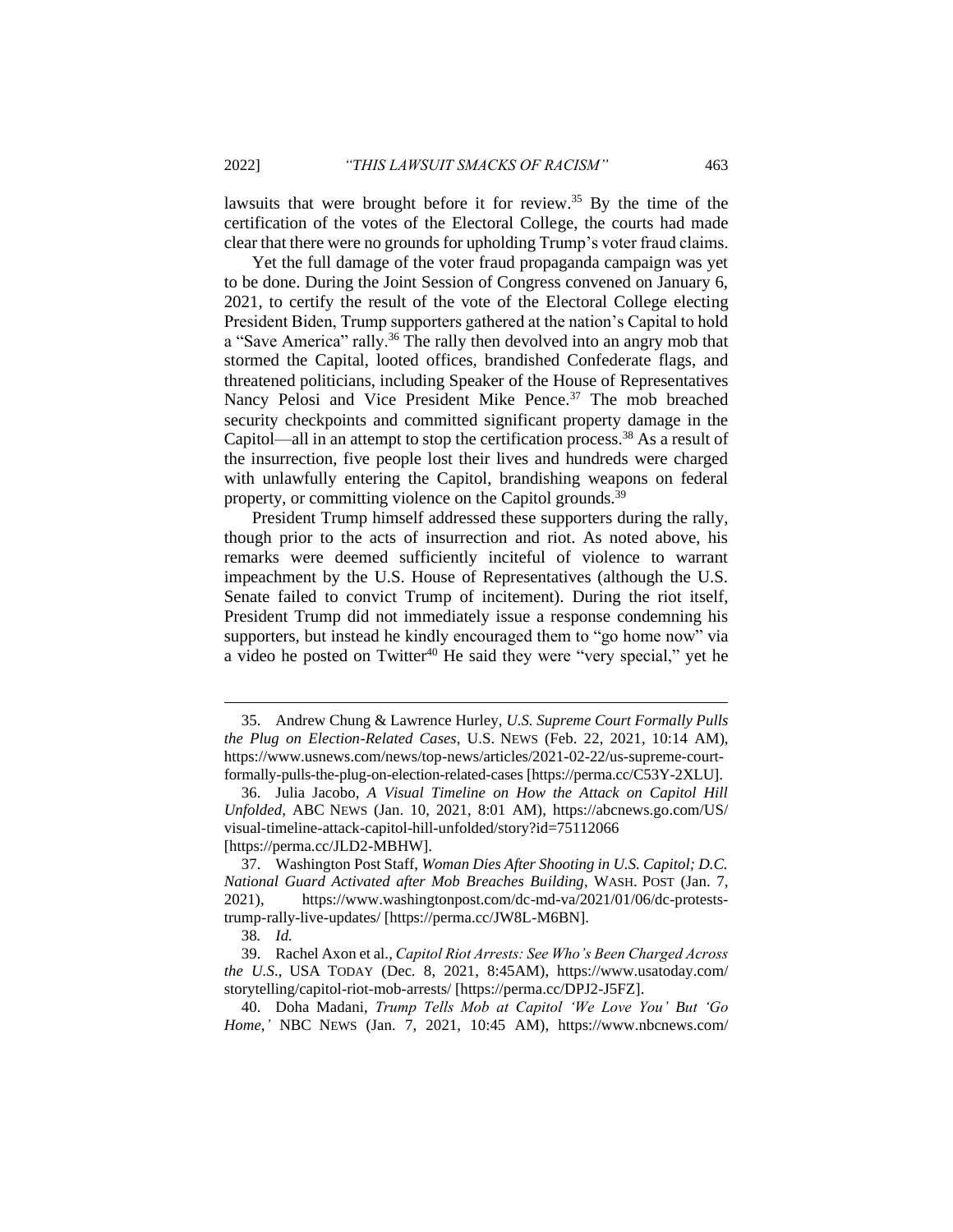lawsuits that were brought before it for review.[35] By the time of the certification of the votes of the Electoral College, the courts had made clear that there were no grounds for upholding Trump's voter fraud claims.

Yet the full damage of the voter fraud propaganda campaign was yet to be done. During the Joint Session of Congress convened on January 6, 2021, to certify the result of the vote of the Electoral College electing President Biden, Trump supporters gathered at the nation's Capital to hold a "Save America" rally.[36] The rally then devolved into an angry mob that stormed the Capital, looted offices, brandished Confederate flags, and threatened politicians, including Speaker of the House of Representatives Nancy Pelosi and Vice President Mike Pence.[37] The mob breached security checkpoints and committed significant property damage in the Capitol—all in an attempt to stop the certification process.[38] As a result of the insurrection, five people lost their lives and hundreds were charged with unlawfully entering the Capitol, brandishing weapons on federal property, or committing violence on the Capitol grounds.[39]

President Trump himself addressed these supporters during the rally, though prior to the acts of insurrection and riot. As noted above, his remarks were deemed sufficiently inciteful of violence to warrant impeachment by the U.S. House of Representatives (although the U.S. Senate failed to convict Trump of incitement). During the riot itself, President Trump did not immediately issue a response condemning his supporters, but instead he kindly encouraged them to "go home now" via a video he posted on Twitter[40] He said they were "very special," yet he

---

35. Andrew Chung & Lawrence Hurley, *U.S. Supreme Court Formally Pulls the Plug on Election-Related Cases*, U.S. NEWS (Feb. 22, 2021, 10:14 AM), https://www.usnews.com/news/top-news/articles/2021-02-22/us-supreme-court-formally-pulls-the-plug-on-election-related-cases [https://perma.cc/C53Y-2XLU].

36. Julia Jacobo, *A Visual Timeline on How the Attack on Capitol Hill Unfolded*, ABC NEWS (Jan. 10, 2021, 8:01 AM), https://abcnews.go.com/US/visual-timeline-attack-capitol-hill-unfolded/story?id=75112066 [https://perma.cc/JLD2-MBHW].

37. Washington Post Staff, *Woman Dies After Shooting in U.S. Capitol; D.C. National Guard Activated after Mob Breaches Building*, WASH. POST (Jan. 7, 2021), https://www.washingtonpost.com/dc-md-va/2021/01/06/dc-protests-trump-rally-live-updates/ [https://perma.cc/JW8L-M6BN].

38. *Id.*

39. Rachel Axon et al., *Capitol Riot Arrests: See Who's Been Charged Across the U.S.*, USA TODAY (Dec. 8, 2021, 8:45AM), https://www.usatoday.com/storytelling/capitol-riot-mob-arrests/ [https://perma.cc/DPJ2-J5FZ].

40. Doha Madani, *Trump Tells Mob at Capitol 'We Love You' But 'Go Home,'* NBC NEWS (Jan. 7, 2021, 10:45 AM), https://www.nbcnews.com/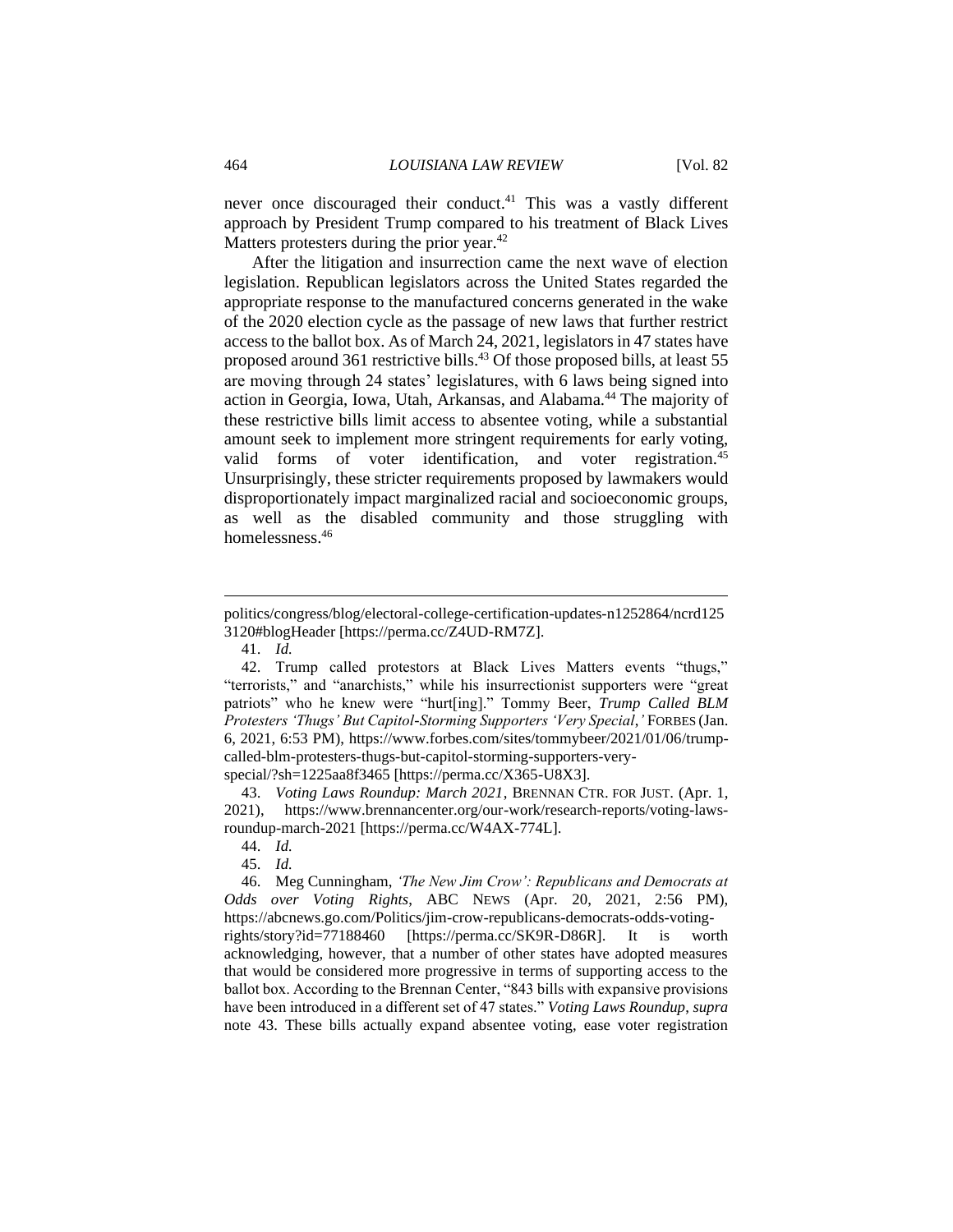never once discouraged their conduct.[41] This was a vastly different approach by President Trump compared to his treatment of Black Lives Matters protesters during the prior year.[42]

After the litigation and insurrection came the next wave of election legislation. Republican legislators across the United States regarded the appropriate response to the manufactured concerns generated in the wake of the 2020 election cycle as the passage of new laws that further restrict access to the ballot box. As of March 24, 2021, legislators in 47 states have proposed around 361 restrictive bills.[43] Of those proposed bills, at least 55 are moving through 24 states' legislatures, with 6 laws being signed into action in Georgia, Iowa, Utah, Arkansas, and Alabama.[44] The majority of these restrictive bills limit access to absentee voting, while a substantial amount seek to implement more stringent requirements for early voting, valid forms of voter identification, and voter registration.[45] Unsurprisingly, these stricter requirements proposed by lawmakers would disproportionately impact marginalized racial and socioeconomic groups, as well as the disabled community and those struggling with homelessness.[46]

---

politics/congress/blog/electoral-college-certification-updates-n1252864/ncrd1253120#blogHeader [https://perma.cc/Z4UD-RM7Z].

41. *Id.*

42. Trump called protestors at Black Lives Matters events "thugs," "terrorists," and "anarchists," while his insurrectionist supporters were "great patriots" who he knew were "hurt[ing]." Tommy Beer, *Trump Called BLM Protesters 'Thugs' But Capitol-Storming Supporters 'Very Special,'* FORBES (Jan. 6, 2021, 6:53 PM), https://www.forbes.com/sites/tommybeer/2021/01/06/trump-called-blm-protesters-thugs-but-capitol-storming-supporters-very-special/?sh=1225aa8f3465 [https://perma.cc/X365-U8X3].

43. *Voting Laws Roundup: March 2021*, BRENNAN CTR. FOR JUST. (Apr. 1, 2021), https://www.brennancenter.org/our-work/research-reports/voting-laws-roundup-march-2021 [https://perma.cc/W4AX-774L].

44. *Id.*

45. *Id.*

46. Meg Cunningham, *'The New Jim Crow': Republicans and Democrats at Odds over Voting Rights*, ABC NEWS (Apr. 20, 2021, 2:56 PM), https://abcnews.go.com/Politics/jim-crow-republicans-democrats-odds-voting-rights/story?id=77188460 [https://perma.cc/SK9R-D86R]. It is worth acknowledging, however, that a number of other states have adopted measures that would be considered more progressive in terms of supporting access to the ballot box. According to the Brennan Center, "843 bills with expansive provisions have been introduced in a different set of 47 states." *Voting Laws Roundup*, *supra* note 43. These bills actually expand absentee voting, ease voter registration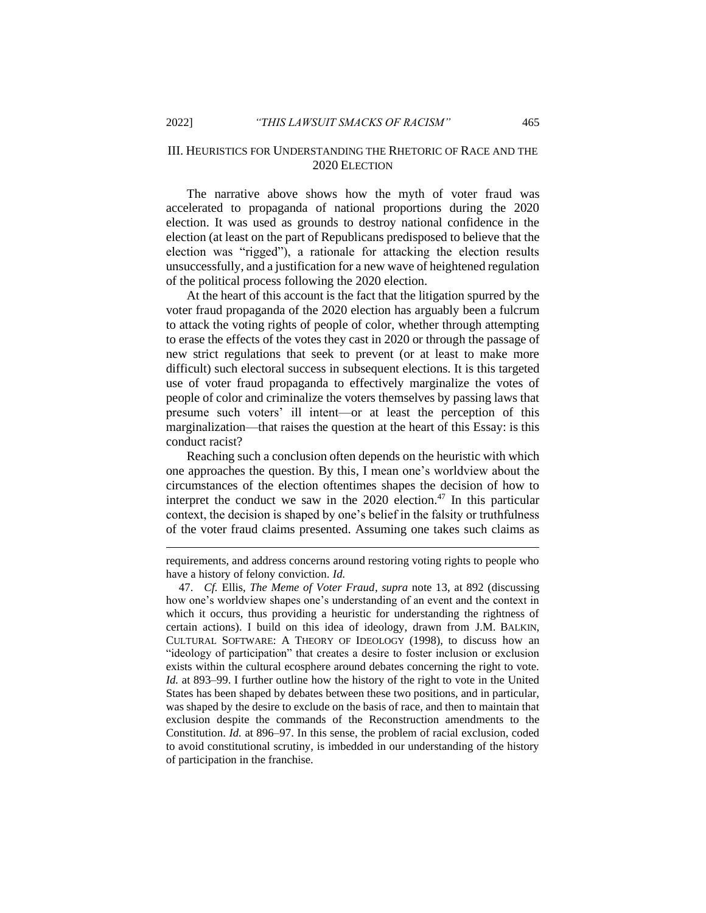## III. Heuristics for Understanding the Rhetoric of Race and the 2020 Election

The narrative above shows how the myth of voter fraud was accelerated to propaganda of national proportions during the 2020 election. It was used as grounds to destroy national confidence in the election (at least on the part of Republicans predisposed to believe that the election was "rigged"), a rationale for attacking the election results unsuccessfully, and a justification for a new wave of heightened regulation of the political process following the 2020 election.

At the heart of this account is the fact that the litigation spurred by the voter fraud propaganda of the 2020 election has arguably been a fulcrum to attack the voting rights of people of color, whether through attempting to erase the effects of the votes they cast in 2020 or through the passage of new strict regulations that seek to prevent (or at least to make more difficult) such electoral success in subsequent elections. It is this targeted use of voter fraud propaganda to effectively marginalize the votes of people of color and criminalize the voters themselves by passing laws that presume such voters' ill intent—or at least the perception of this marginalization—that raises the question at the heart of this Essay: is this conduct racist?

Reaching such a conclusion often depends on the heuristic with which one approaches the question. By this, I mean one's worldview about the circumstances of the election oftentimes shapes the decision of how to interpret the conduct we saw in the 2020 election.[47] In this particular context, the decision is shaped by one's belief in the falsity or truthfulness of the voter fraud claims presented. Assuming one takes such claims as

---

requirements, and address concerns around restoring voting rights to people who have a history of felony conviction. *Id.*

47. *Cf.* Ellis, *The Meme of Voter Fraud*, *supra* note 13, at 892 (discussing how one's worldview shapes one's understanding of an event and the context in which it occurs, thus providing a heuristic for understanding the rightness of certain actions). I build on this idea of ideology, drawn from J.M. BALKIN, CULTURAL SOFTWARE: A THEORY OF IDEOLOGY (1998), to discuss how an "ideology of participation" that creates a desire to foster inclusion or exclusion exists within the cultural ecosphere around debates concerning the right to vote. *Id.* at 893–99. I further outline how the history of the right to vote in the United States has been shaped by debates between these two positions, and in particular, was shaped by the desire to exclude on the basis of race, and then to maintain that exclusion despite the commands of the Reconstruction amendments to the Constitution. *Id.* at 896–97. In this sense, the problem of racial exclusion, coded to avoid constitutional scrutiny, is imbedded in our understanding of the history of participation in the franchise.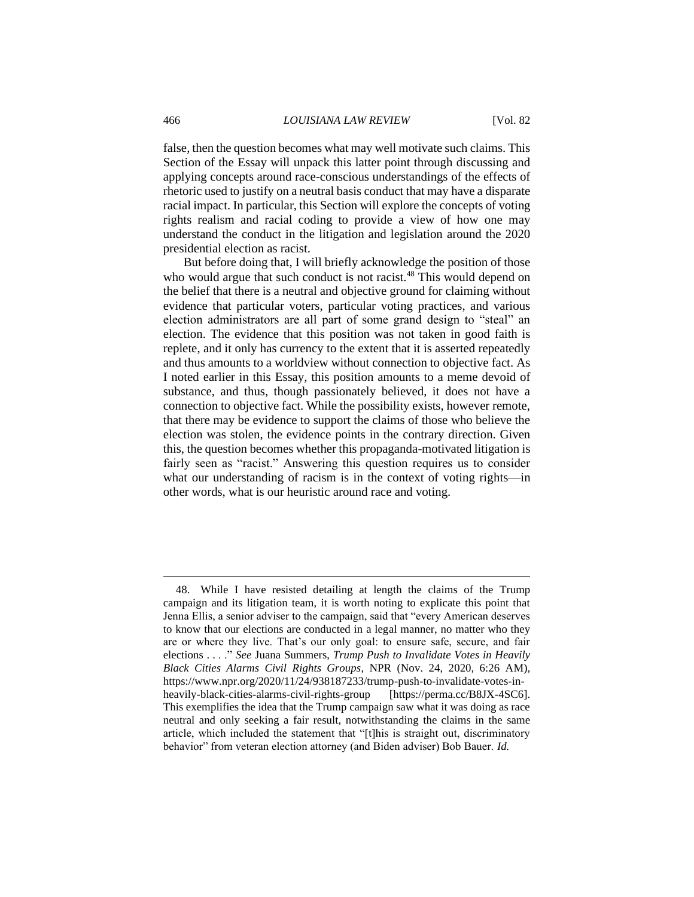false, then the question becomes what may well motivate such claims. This Section of the Essay will unpack this latter point through discussing and applying concepts around race-conscious understandings of the effects of rhetoric used to justify on a neutral basis conduct that may have a disparate racial impact. In particular, this Section will explore the concepts of voting rights realism and racial coding to provide a view of how one may understand the conduct in the litigation and legislation around the 2020 presidential election as racist.

But before doing that, I will briefly acknowledge the position of those who would argue that such conduct is not racist.[48] This would depend on the belief that there is a neutral and objective ground for claiming without evidence that particular voters, particular voting practices, and various election administrators are all part of some grand design to "steal" an election. The evidence that this position was not taken in good faith is replete, and it only has currency to the extent that it is asserted repeatedly and thus amounts to a worldview without connection to objective fact. As I noted earlier in this Essay, this position amounts to a meme devoid of substance, and thus, though passionately believed, it does not have a connection to objective fact. While the possibility exists, however remote, that there may be evidence to support the claims of those who believe the election was stolen, the evidence points in the contrary direction. Given this, the question becomes whether this propaganda-motivated litigation is fairly seen as "racist." Answering this question requires us to consider what our understanding of racism is in the context of voting rights—in other words, what is our heuristic around race and voting.

---

48. While I have resisted detailing at length the claims of the Trump campaign and its litigation team, it is worth noting to explicate this point that Jenna Ellis, a senior adviser to the campaign, said that "every American deserves to know that our elections are conducted in a legal manner, no matter who they are or where they live. That's our only goal: to ensure safe, secure, and fair elections . . . ." *See* Juana Summers, *Trump Push to Invalidate Votes in Heavily Black Cities Alarms Civil Rights Groups*, NPR (Nov. 24, 2020, 6:26 AM), https://www.npr.org/2020/11/24/938187233/trump-push-to-invalidate-votes-in-heavily-black-cities-alarms-civil-rights-group [https://perma.cc/B8JX-4SC6]. This exemplifies the idea that the Trump campaign saw what it was doing as race neutral and only seeking a fair result, notwithstanding the claims in the same article, which included the statement that "[t]his is straight out, discriminatory behavior" from veteran election attorney (and Biden adviser) Bob Bauer. *Id.*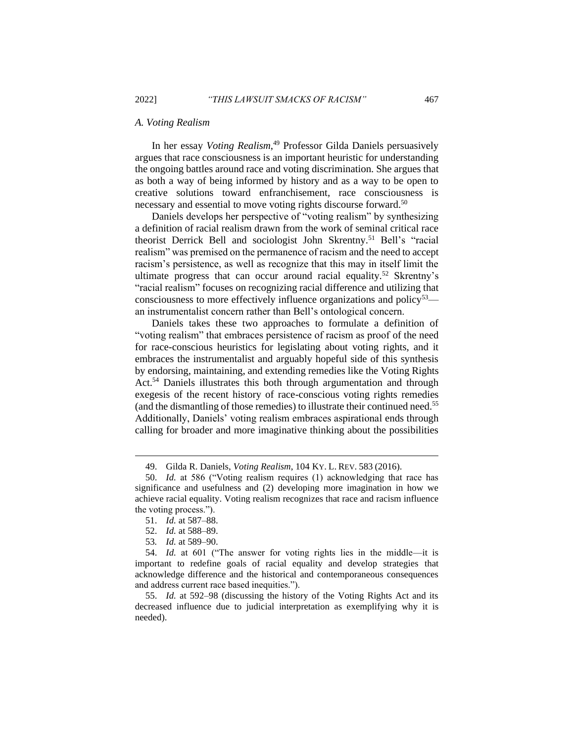### *A. Voting Realism*

In her essay *Voting Realism*,[49] Professor Gilda Daniels persuasively argues that race consciousness is an important heuristic for understanding the ongoing battles around race and voting discrimination. She argues that as both a way of being informed by history and as a way to be open to creative solutions toward enfranchisement, race consciousness is necessary and essential to move voting rights discourse forward.[50]

Daniels develops her perspective of "voting realism" by synthesizing a definition of racial realism drawn from the work of seminal critical race theorist Derrick Bell and sociologist John Skrentny.[51] Bell's "racial realism" was premised on the permanence of racism and the need to accept racism's persistence, as well as recognize that this may in itself limit the ultimate progress that can occur around racial equality.[52] Skrentny's "racial realism" focuses on recognizing racial difference and utilizing that consciousness to more effectively influence organizations and policy[53]—an instrumentalist concern rather than Bell's ontological concern.

Daniels takes these two approaches to formulate a definition of "voting realism" that embraces persistence of racism as proof of the need for race-conscious heuristics for legislating about voting rights, and it embraces the instrumentalist and arguably hopeful side of this synthesis by endorsing, maintaining, and extending remedies like the Voting Rights Act.[54] Daniels illustrates this both through argumentation and through exegesis of the recent history of race-conscious voting rights remedies (and the dismantling of those remedies) to illustrate their continued need.[55] Additionally, Daniels' voting realism embraces aspirational ends through calling for broader and more imaginative thinking about the possibilities

---

49. Gilda R. Daniels, *Voting Realism*, 104 KY. L. REV. 583 (2016).

50. *Id.* at 586 ("Voting realism requires (1) acknowledging that race has significance and usefulness and (2) developing more imagination in how we achieve racial equality. Voting realism recognizes that race and racism influence the voting process.").

51. *Id.* at 587–88.

52. *Id.* at 588–89.

53. *Id.* at 589–90.

54. *Id.* at 601 ("The answer for voting rights lies in the middle—it is important to redefine goals of racial equality and develop strategies that acknowledge difference and the historical and contemporaneous consequences and address current race based inequities.").

55. *Id.* at 592–98 (discussing the history of the Voting Rights Act and its decreased influence due to judicial interpretation as exemplifying why it is needed).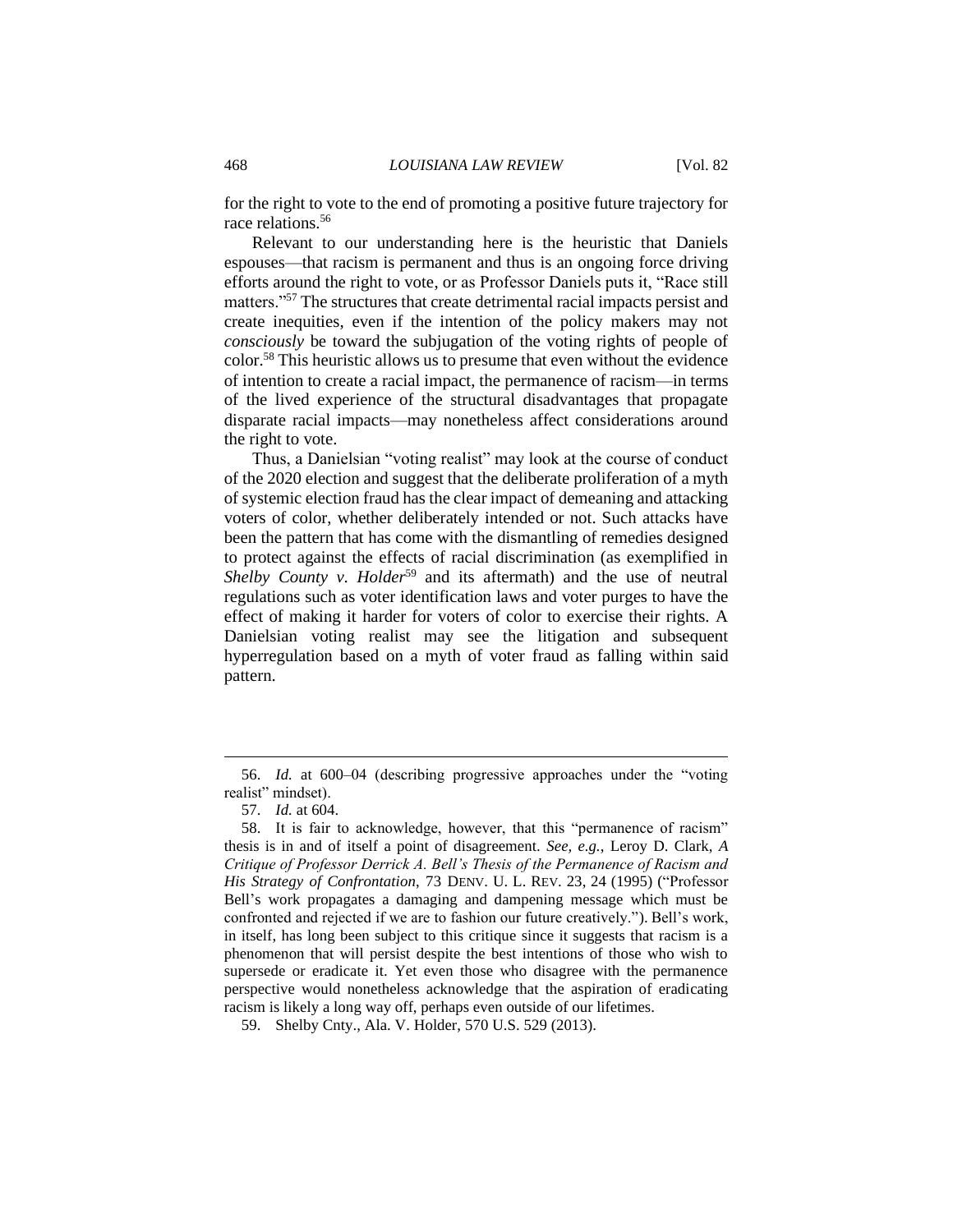for the right to vote to the end of promoting a positive future trajectory for race relations.[56]

Relevant to our understanding here is the heuristic that Daniels espouses—that racism is permanent and thus is an ongoing force driving efforts around the right to vote, or as Professor Daniels puts it, "Race still matters."[57] The structures that create detrimental racial impacts persist and create inequities, even if the intention of the policy makers may not *consciously* be toward the subjugation of the voting rights of people of color.[58] This heuristic allows us to presume that even without the evidence of intention to create a racial impact, the permanence of racism—in terms of the lived experience of the structural disadvantages that propagate disparate racial impacts—may nonetheless affect considerations around the right to vote.

Thus, a Danielsian "voting realist" may look at the course of conduct of the 2020 election and suggest that the deliberate proliferation of a myth of systemic election fraud has the clear impact of demeaning and attacking voters of color, whether deliberately intended or not. Such attacks have been the pattern that has come with the dismantling of remedies designed to protect against the effects of racial discrimination (as exemplified in *Shelby County v. Holder*[59] and its aftermath) and the use of neutral regulations such as voter identification laws and voter purges to have the effect of making it harder for voters of color to exercise their rights. A Danielsian voting realist may see the litigation and subsequent hyperregulation based on a myth of voter fraud as falling within said pattern.

---

56. *Id.* at 600–04 (describing progressive approaches under the "voting realist" mindset).

57. *Id.* at 604.

58. It is fair to acknowledge, however, that this "permanence of racism" thesis is in and of itself a point of disagreement. *See, e.g.*, Leroy D. Clark, *A Critique of Professor Derrick A. Bell's Thesis of the Permanence of Racism and His Strategy of Confrontation*, 73 DENV. U. L. REV. 23, 24 (1995) ("Professor Bell's work propagates a damaging and dampening message which must be confronted and rejected if we are to fashion our future creatively."). Bell's work, in itself, has long been subject to this critique since it suggests that racism is a phenomenon that will persist despite the best intentions of those who wish to supersede or eradicate it. Yet even those who disagree with the permanence perspective would nonetheless acknowledge that the aspiration of eradicating racism is likely a long way off, perhaps even outside of our lifetimes.

59. Shelby Cnty., Ala. V. Holder, 570 U.S. 529 (2013).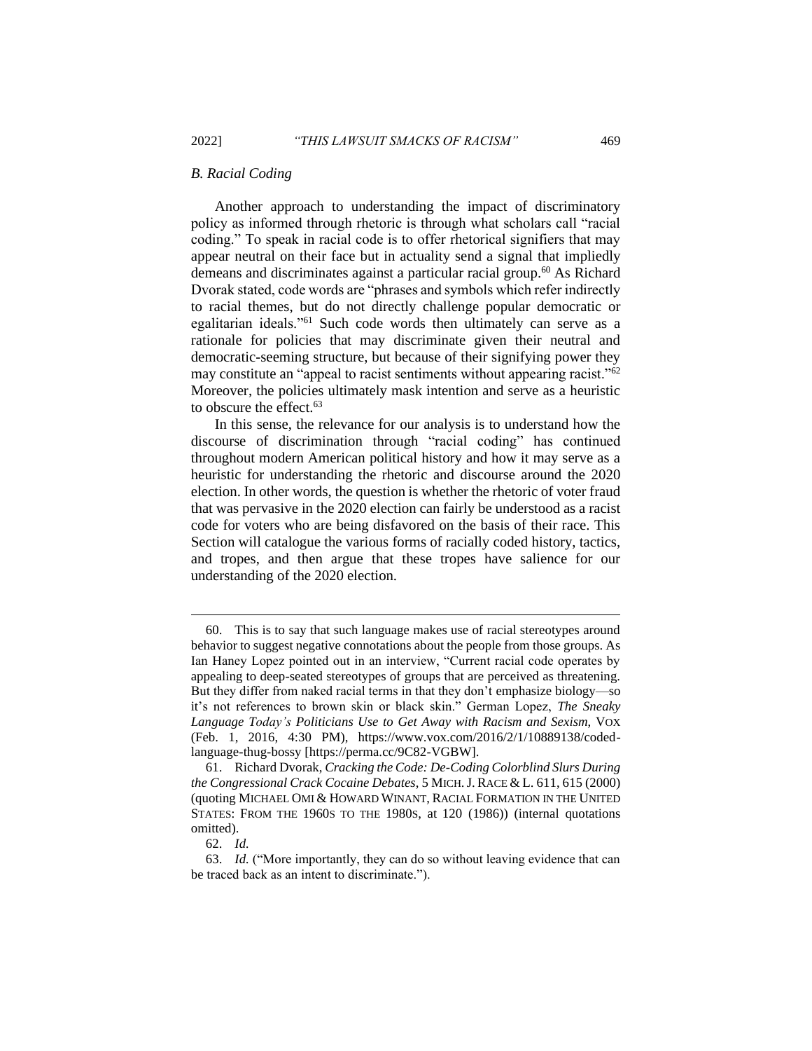### *B. Racial Coding*

Another approach to understanding the impact of discriminatory policy as informed through rhetoric is through what scholars call "racial coding." To speak in racial code is to offer rhetorical signifiers that may appear neutral on their face but in actuality send a signal that impliedly demeans and discriminates against a particular racial group.[60] As Richard Dvorak stated, code words are "phrases and symbols which refer indirectly to racial themes, but do not directly challenge popular democratic or egalitarian ideals."[61] Such code words then ultimately can serve as a rationale for policies that may discriminate given their neutral and democratic-seeming structure, but because of their signifying power they may constitute an "appeal to racist sentiments without appearing racist."[62] Moreover, the policies ultimately mask intention and serve as a heuristic to obscure the effect.[63]

In this sense, the relevance for our analysis is to understand how the discourse of discrimination through "racial coding" has continued throughout modern American political history and how it may serve as a heuristic for understanding the rhetoric and discourse around the 2020 election. In other words, the question is whether the rhetoric of voter fraud that was pervasive in the 2020 election can fairly be understood as a racist code for voters who are being disfavored on the basis of their race. This Section will catalogue the various forms of racially coded history, tactics, and tropes, and then argue that these tropes have salience for our understanding of the 2020 election.

---

60. This is to say that such language makes use of racial stereotypes around behavior to suggest negative connotations about the people from those groups. As Ian Haney Lopez pointed out in an interview, "Current racial code operates by appealing to deep-seated stereotypes of groups that are perceived as threatening. But they differ from naked racial terms in that they don't emphasize biology—so it's not references to brown skin or black skin." German Lopez, *The Sneaky Language Today's Politicians Use to Get Away with Racism and Sexism*, VOX (Feb. 1, 2016, 4:30 PM), https://www.vox.com/2016/2/1/10889138/coded-language-thug-bossy [https://perma.cc/9C82-VGBW].

61. Richard Dvorak, *Cracking the Code: De-Coding Colorblind Slurs During the Congressional Crack Cocaine Debates*, 5 MICH. J. RACE & L. 611, 615 (2000) (quoting MICHAEL OMI & HOWARD WINANT, RACIAL FORMATION IN THE UNITED STATES: FROM THE 1960S TO THE 1980S, at 120 (1986)) (internal quotations omitted).

62. *Id.*

63. *Id.* ("More importantly, they can do so without leaving evidence that can be traced back as an intent to discriminate.").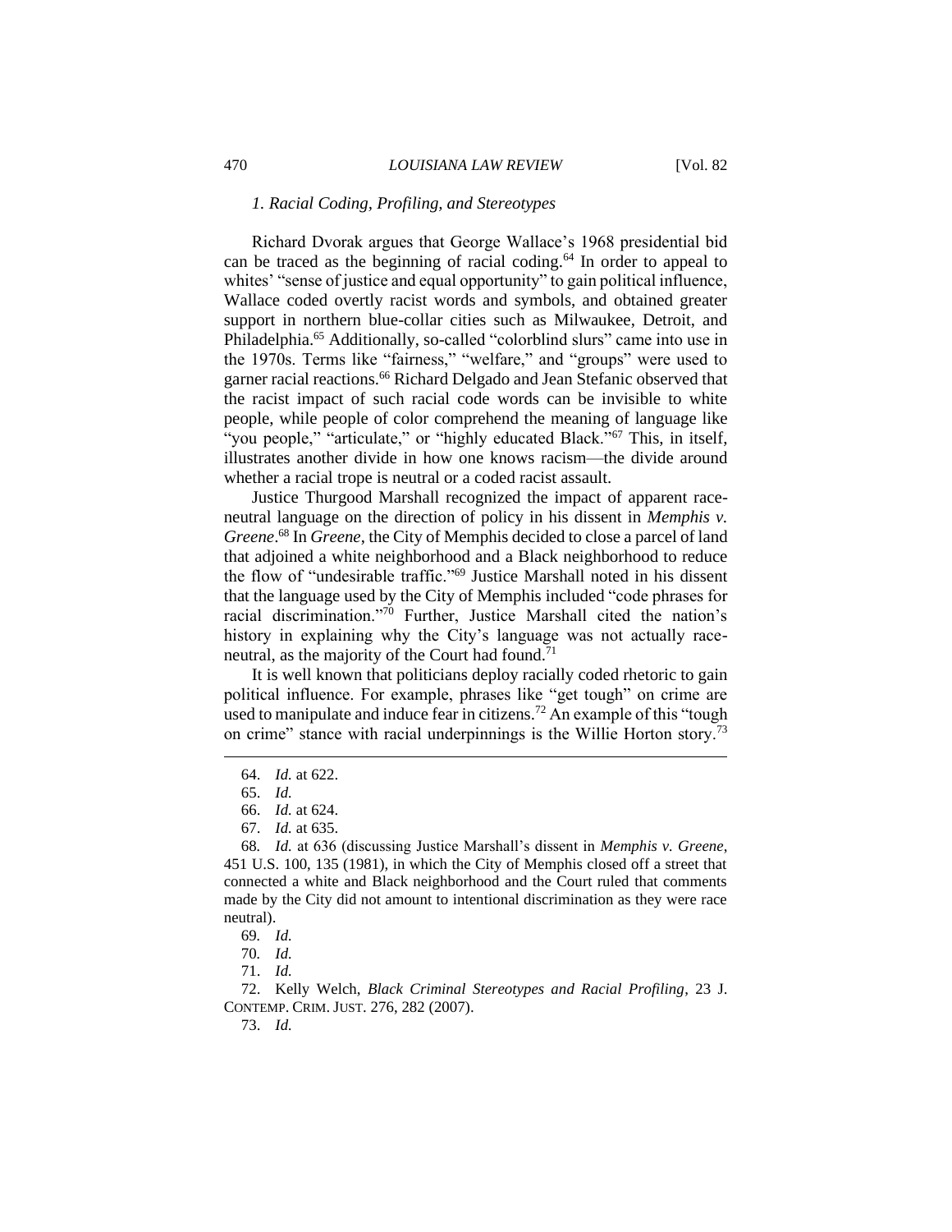### *1. Racial Coding, Profiling, and Stereotypes*

Richard Dvorak argues that George Wallace's 1968 presidential bid can be traced as the beginning of racial coding.[64] In order to appeal to whites' "sense of justice and equal opportunity" to gain political influence, Wallace coded overtly racist words and symbols, and obtained greater support in northern blue-collar cities such as Milwaukee, Detroit, and Philadelphia.[65] Additionally, so-called "colorblind slurs" came into use in the 1970s. Terms like "fairness," "welfare," and "groups" were used to garner racial reactions.[66] Richard Delgado and Jean Stefanic observed that the racist impact of such racial code words can be invisible to white people, while people of color comprehend the meaning of language like "you people," "articulate," or "highly educated Black."[67] This, in itself, illustrates another divide in how one knows racism—the divide around whether a racial trope is neutral or a coded racist assault.

Justice Thurgood Marshall recognized the impact of apparent race-neutral language on the direction of policy in his dissent in *Memphis v. Greene*.[68] In *Greene*, the City of Memphis decided to close a parcel of land that adjoined a white neighborhood and a Black neighborhood to reduce the flow of "undesirable traffic."[69] Justice Marshall noted in his dissent that the language used by the City of Memphis included "code phrases for racial discrimination."[70] Further, Justice Marshall cited the nation's history in explaining why the City's language was not actually race-neutral, as the majority of the Court had found.[71]

It is well known that politicians deploy racially coded rhetoric to gain political influence. For example, phrases like "get tough" on crime are used to manipulate and induce fear in citizens.[72] An example of this "tough on crime" stance with racial underpinnings is the Willie Horton story.[73]

---

64. *Id.* at 622.

65. *Id.*

66. *Id.* at 624.

67. *Id.* at 635.

68. *Id.* at 636 (discussing Justice Marshall's dissent in *Memphis v. Greene*, 451 U.S. 100, 135 (1981), in which the City of Memphis closed off a street that connected a white and Black neighborhood and the Court ruled that comments made by the City did not amount to intentional discrimination as they were race neutral).

69. *Id.*

70. *Id.*

71. *Id.*

72. Kelly Welch, *Black Criminal Stereotypes and Racial Profiling*, 23 J. CONTEMP. CRIM. JUST. 276, 282 (2007).

73. *Id.*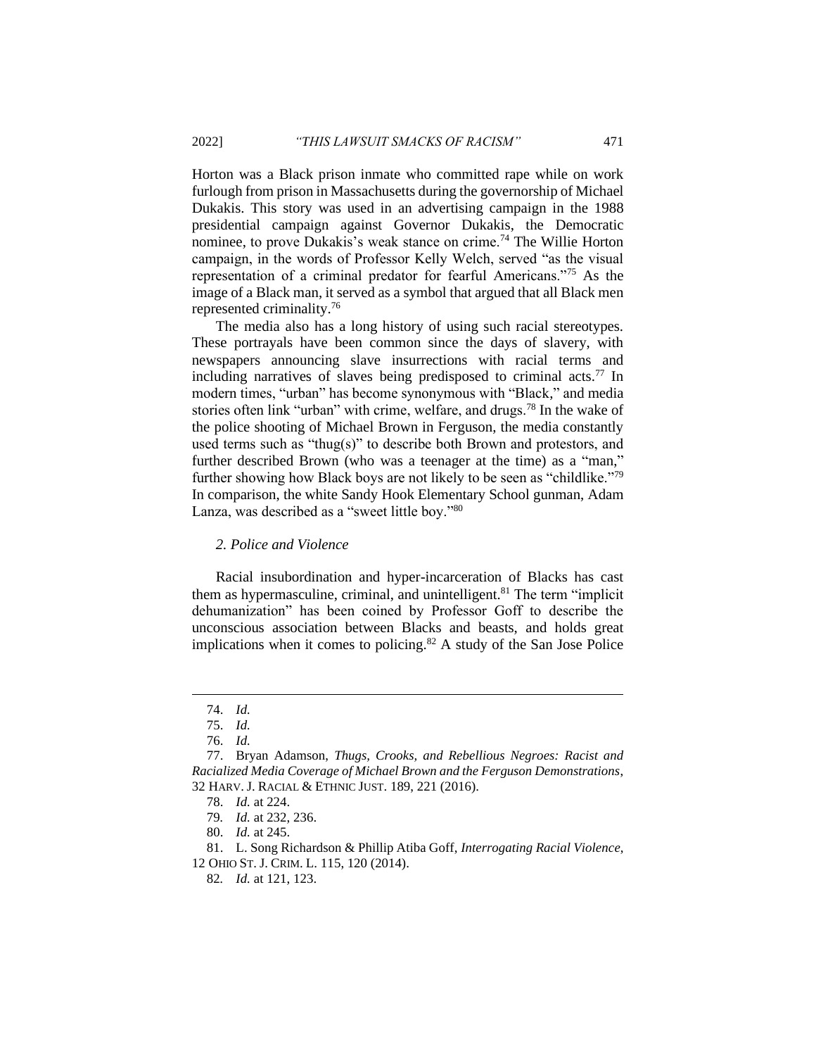Horton was a Black prison inmate who committed rape while on work furlough from prison in Massachusetts during the governorship of Michael Dukakis. This story was used in an advertising campaign in the 1988 presidential campaign against Governor Dukakis, the Democratic nominee, to prove Dukakis's weak stance on crime.[74] The Willie Horton campaign, in the words of Professor Kelly Welch, served "as the visual representation of a criminal predator for fearful Americans."[75] As the image of a Black man, it served as a symbol that argued that all Black men represented criminality.[76]

The media also has a long history of using such racial stereotypes. These portrayals have been common since the days of slavery, with newspapers announcing slave insurrections with racial terms and including narratives of slaves being predisposed to criminal acts.[77] In modern times, "urban" has become synonymous with "Black," and media stories often link "urban" with crime, welfare, and drugs.[78] In the wake of the police shooting of Michael Brown in Ferguson, the media constantly used terms such as "thug(s)" to describe both Brown and protestors, and further described Brown (who was a teenager at the time) as a "man," further showing how Black boys are not likely to be seen as "childlike."[79] In comparison, the white Sandy Hook Elementary School gunman, Adam Lanza, was described as a "sweet little boy."[80]

### *2. Police and Violence*

Racial insubordination and hyper-incarceration of Blacks has cast them as hypermasculine, criminal, and unintelligent.[81] The term "implicit dehumanization" has been coined by Professor Goff to describe the unconscious association between Blacks and beasts, and holds great implications when it comes to policing.[82] A study of the San Jose Police

---

74. *Id.*

75. *Id.*

76. *Id.*

77. Bryan Adamson, *Thugs, Crooks, and Rebellious Negroes: Racist and Racialized Media Coverage of Michael Brown and the Ferguson Demonstrations*, 32 HARV. J. RACIAL & ETHNIC JUST. 189, 221 (2016).

78. *Id.* at 224.

79. *Id.* at 232, 236.

80. *Id.* at 245.

81. L. Song Richardson & Phillip Atiba Goff, *Interrogating Racial Violence*, 12 OHIO ST. J. CRIM. L. 115, 120 (2014).

82. *Id.* at 121, 123.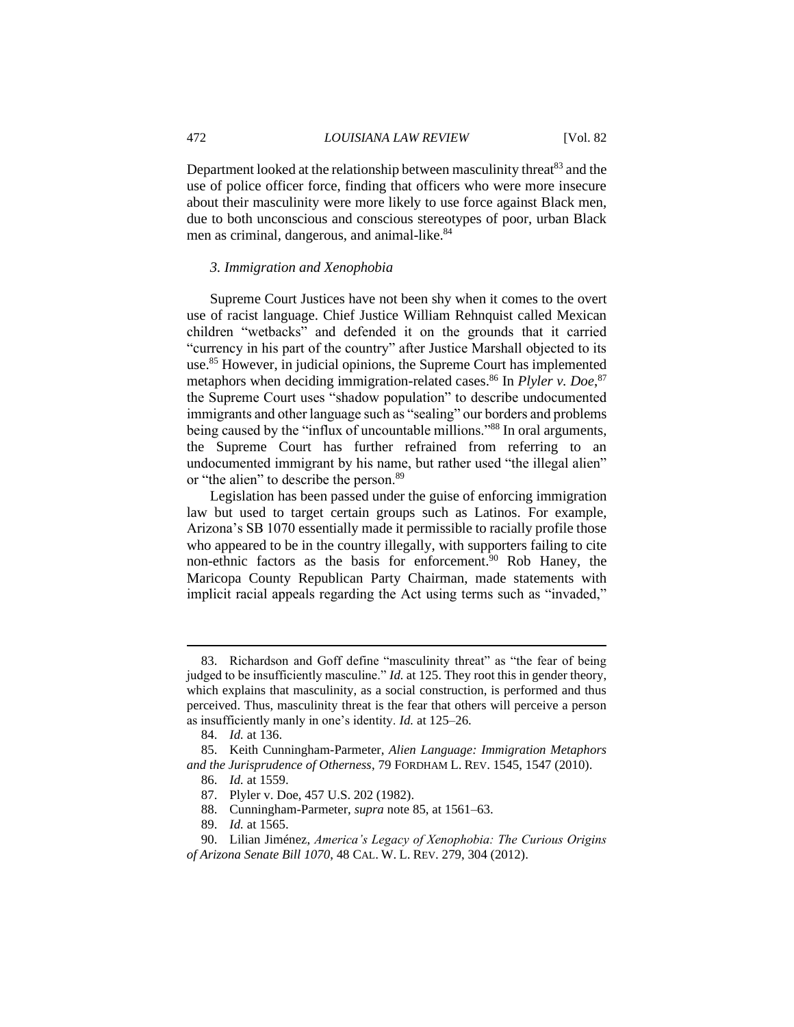Department looked at the relationship between masculinity threat[83] and the use of police officer force, finding that officers who were more insecure about their masculinity were more likely to use force against Black men, due to both unconscious and conscious stereotypes of poor, urban Black men as criminal, dangerous, and animal-like.[84]

### *3. Immigration and Xenophobia*

Supreme Court Justices have not been shy when it comes to the overt use of racist language. Chief Justice William Rehnquist called Mexican children "wetbacks" and defended it on the grounds that it carried "currency in his part of the country" after Justice Marshall objected to its use.[85] However, in judicial opinions, the Supreme Court has implemented metaphors when deciding immigration-related cases.[86] In *Plyler v. Doe*,[87] the Supreme Court uses "shadow population" to describe undocumented immigrants and other language such as "sealing" our borders and problems being caused by the "influx of uncountable millions."[88] In oral arguments, the Supreme Court has further refrained from referring to an undocumented immigrant by his name, but rather used "the illegal alien" or "the alien" to describe the person.[89]

Legislation has been passed under the guise of enforcing immigration law but used to target certain groups such as Latinos. For example, Arizona's SB 1070 essentially made it permissible to racially profile those who appeared to be in the country illegally, with supporters failing to cite non-ethnic factors as the basis for enforcement.[90] Rob Haney, the Maricopa County Republican Party Chairman, made statements with implicit racial appeals regarding the Act using terms such as "invaded,"

---

83. Richardson and Goff define "masculinity threat" as "the fear of being judged to be insufficiently masculine." *Id.* at 125. They root this in gender theory, which explains that masculinity, as a social construction, is performed and thus perceived. Thus, masculinity threat is the fear that others will perceive a person as insufficiently manly in one's identity. *Id.* at 125–26.

84. *Id.* at 136.

85. Keith Cunningham-Parmeter, *Alien Language: Immigration Metaphors and the Jurisprudence of Otherness*, 79 FORDHAM L. REV. 1545, 1547 (2010).

86. *Id.* at 1559.

87. Plyler v. Doe, 457 U.S. 202 (1982).

88. Cunningham-Parmeter, *supra* note 85, at 1561–63.

89. *Id.* at 1565.

90. Lilian Jiménez, *America's Legacy of Xenophobia: The Curious Origins of Arizona Senate Bill 1070*, 48 CAL. W. L. REV. 279, 304 (2012).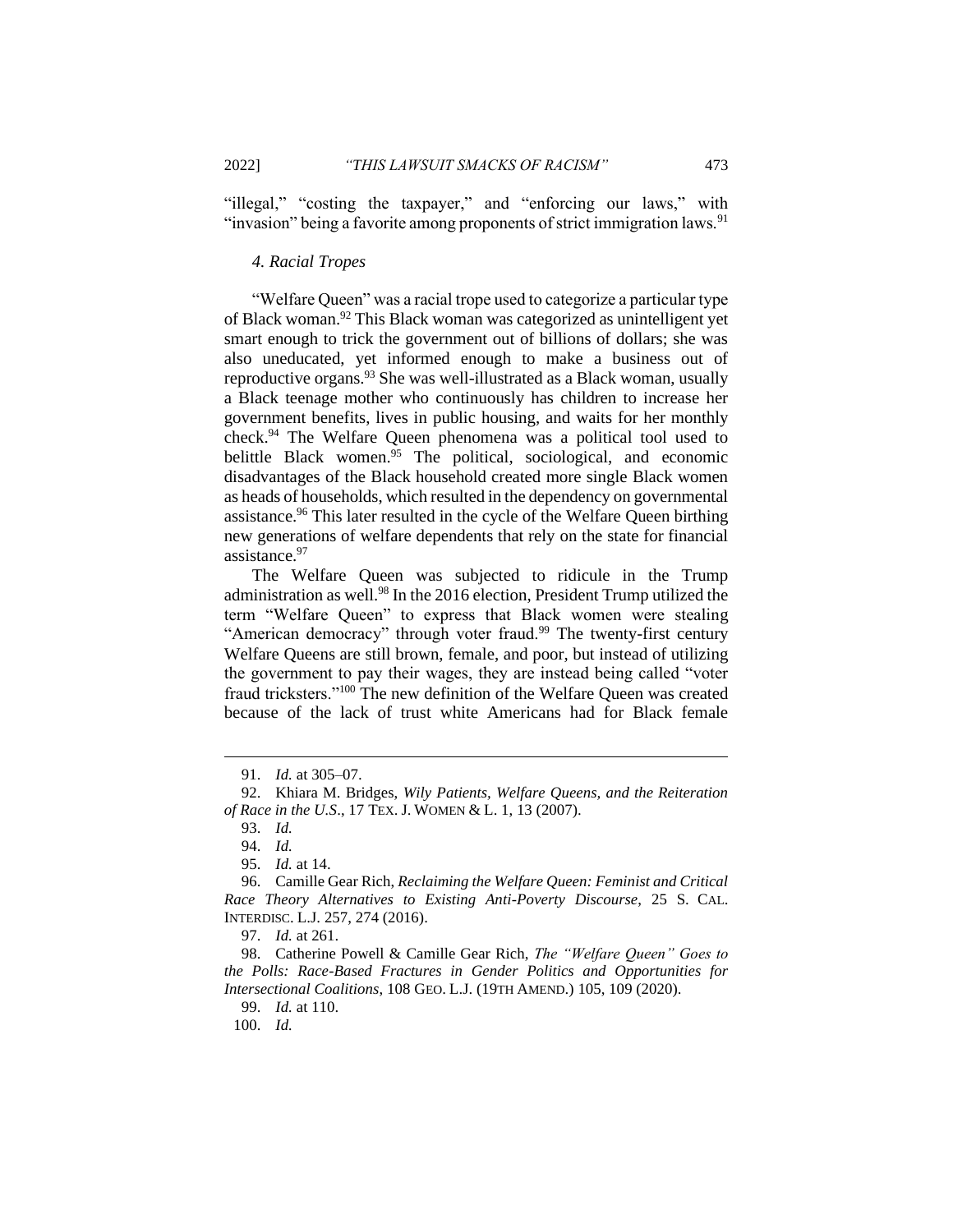"illegal," "costing the taxpayer," and "enforcing our laws," with "invasion" being a favorite among proponents of strict immigration laws.[91]

#### *4. Racial Tropes*

"Welfare Queen" was a racial trope used to categorize a particular type of Black woman.[92] This Black woman was categorized as unintelligent yet smart enough to trick the government out of billions of dollars; she was also uneducated, yet informed enough to make a business out of reproductive organs.[93] She was well-illustrated as a Black woman, usually a Black teenage mother who continuously has children to increase her government benefits, lives in public housing, and waits for her monthly check.[94] The Welfare Queen phenomena was a political tool used to belittle Black women.[95] The political, sociological, and economic disadvantages of the Black household created more single Black women as heads of households, which resulted in the dependency on governmental assistance.[96] This later resulted in the cycle of the Welfare Queen birthing new generations of welfare dependents that rely on the state for financial assistance.[97]

The Welfare Queen was subjected to ridicule in the Trump administration as well.[98] In the 2016 election, President Trump utilized the term "Welfare Queen" to express that Black women were stealing "American democracy" through voter fraud.[99] The twenty-first century Welfare Queens are still brown, female, and poor, but instead of utilizing the government to pay their wages, they are instead being called "voter fraud tricksters."[100] The new definition of the Welfare Queen was created because of the lack of trust white Americans had for Black female

---

91. *Id.* at 305–07.

92. Khiara M. Bridges, *Wily Patients, Welfare Queens, and the Reiteration of Race in the U.S.*, 17 TEX. J. WOMEN & L. 1, 13 (2007).

93. *Id.*

94. *Id.*

95. *Id.* at 14.

96. Camille Gear Rich, *Reclaiming the Welfare Queen: Feminist and Critical Race Theory Alternatives to Existing Anti-Poverty Discourse*, 25 S. CAL. INTERDISC. L.J. 257, 274 (2016).

97. *Id.* at 261.

98. Catherine Powell & Camille Gear Rich, *The "Welfare Queen" Goes to the Polls: Race-Based Fractures in Gender Politics and Opportunities for Intersectional Coalitions*, 108 GEO. L.J. (19TH AMEND.) 105, 109 (2020).

99. *Id.* at 110.

100. *Id.*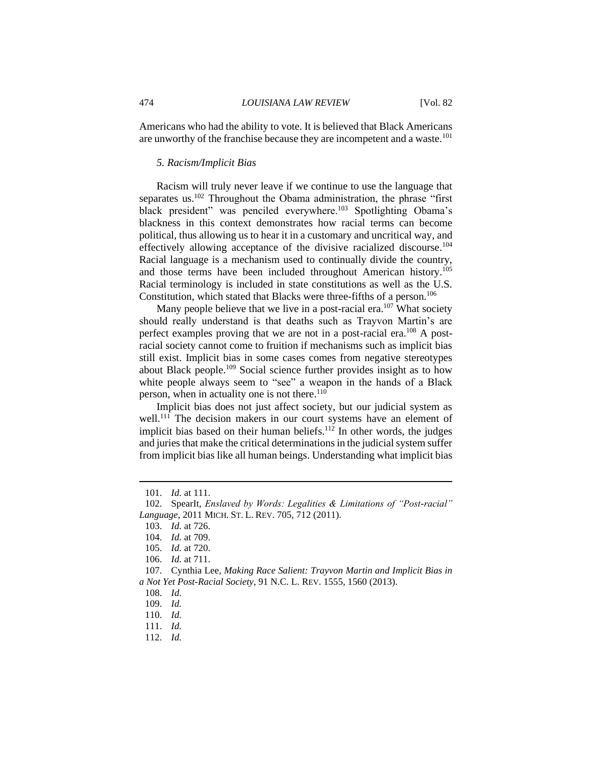Americans who had the ability to vote. It is believed that Black Americans are unworthy of the franchise because they are incompetent and a waste.[101]

### *5. Racism/Implicit Bias*

Racism will truly never leave if we continue to use the language that separates us.[102] Throughout the Obama administration, the phrase "first black president" was penciled everywhere.[103] Spotlighting Obama's blackness in this context demonstrates how racial terms can become political, thus allowing us to hear it in a customary and uncritical way, and effectively allowing acceptance of the divisive racialized discourse.[104] Racial language is a mechanism used to continually divide the country, and those terms have been included throughout American history.[105] Racial terminology is included in state constitutions as well as the U.S. Constitution, which stated that Blacks were three-fifths of a person.[106]

Many people believe that we live in a post-racial era.[107] What society should really understand is that deaths such as Trayvon Martin's are perfect examples proving that we are not in a post-racial era.[108] A post-racial society cannot come to fruition if mechanisms such as implicit bias still exist. Implicit bias in some cases comes from negative stereotypes about Black people.[109] Social science further provides insight as to how white people always seem to "see" a weapon in the hands of a Black person, when in actuality one is not there.[110]

Implicit bias does not just affect society, but our judicial system as well.[111] The decision makers in our court systems have an element of implicit bias based on their human beliefs.[112] In other words, the judges and juries that make the critical determinations in the judicial system suffer from implicit bias like all human beings. Understanding what implicit bias

---

101. *Id.* at 111.

102. SpearIt, *Enslaved by Words: Legalities & Limitations of "Post-racial" Language*, 2011 MICH. ST. L. REV. 705, 712 (2011).

103. *Id.* at 726.

104. *Id.* at 709.

105. *Id.* at 720.

106. *Id.* at 711.

107. Cynthia Lee, *Making Race Salient: Trayvon Martin and Implicit Bias in a Not Yet Post-Racial Society*, 91 N.C. L. REV. 1555, 1560 (2013).

108. *Id.*

109. *Id.*

110. *Id.*

111. *Id.*

112. *Id.*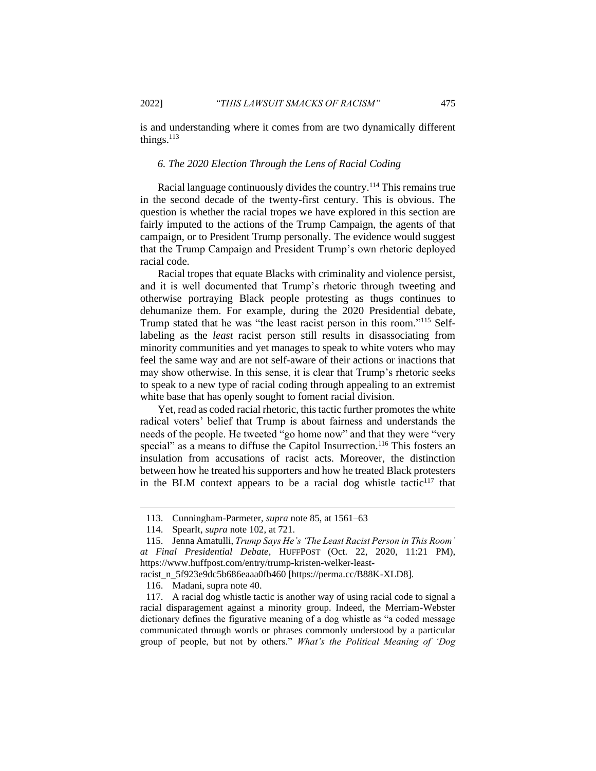is and understanding where it comes from are two dynamically different things.[113]

### *6. The 2020 Election Through the Lens of Racial Coding*

Racial language continuously divides the country.[114] This remains true in the second decade of the twenty-first century. This is obvious. The question is whether the racial tropes we have explored in this section are fairly imputed to the actions of the Trump Campaign, the agents of that campaign, or to President Trump personally. The evidence would suggest that the Trump Campaign and President Trump's own rhetoric deployed racial code.

Racial tropes that equate Blacks with criminality and violence persist, and it is well documented that Trump's rhetoric through tweeting and otherwise portraying Black people protesting as thugs continues to dehumanize them. For example, during the 2020 Presidential debate, Trump stated that he was "the least racist person in this room."[115] Self-labeling as the *least* racist person still results in disassociating from minority communities and yet manages to speak to white voters who may feel the same way and are not self-aware of their actions or inactions that may show otherwise. In this sense, it is clear that Trump's rhetoric seeks to speak to a new type of racial coding through appealing to an extremist white base that has openly sought to foment racial division.

Yet, read as coded racial rhetoric, this tactic further promotes the white radical voters' belief that Trump is about fairness and understands the needs of the people. He tweeted "go home now" and that they were "very special" as a means to diffuse the Capitol Insurrection.[116] This fosters an insulation from accusations of racist acts. Moreover, the distinction between how he treated his supporters and how he treated Black protesters in the BLM context appears to be a racial dog whistle tactic[117] that

---

113. Cunningham-Parmeter, *supra* note 85, at 1561–63

114. SpearIt, *supra* note 102, at 721.

115. Jenna Amatulli, *Trump Says He's 'The Least Racist Person in This Room' at Final Presidential Debate*, HUFFPOST (Oct. 22, 2020, 11:21 PM), https://www.huffpost.com/entry/trump-kristen-welker-least-racist_n_5f923e9dc5b686eaaa0fb460 [https://perma.cc/B88K-XLD8].

116. Madani, supra note 40.

117. A racial dog whistle tactic is another way of using racial code to signal a racial disparagement against a minority group. Indeed, the Merriam-Webster dictionary defines the figurative meaning of a dog whistle as "a coded message communicated through words or phrases commonly understood by a particular group of people, but not by others." *What's the Political Meaning of 'Dog*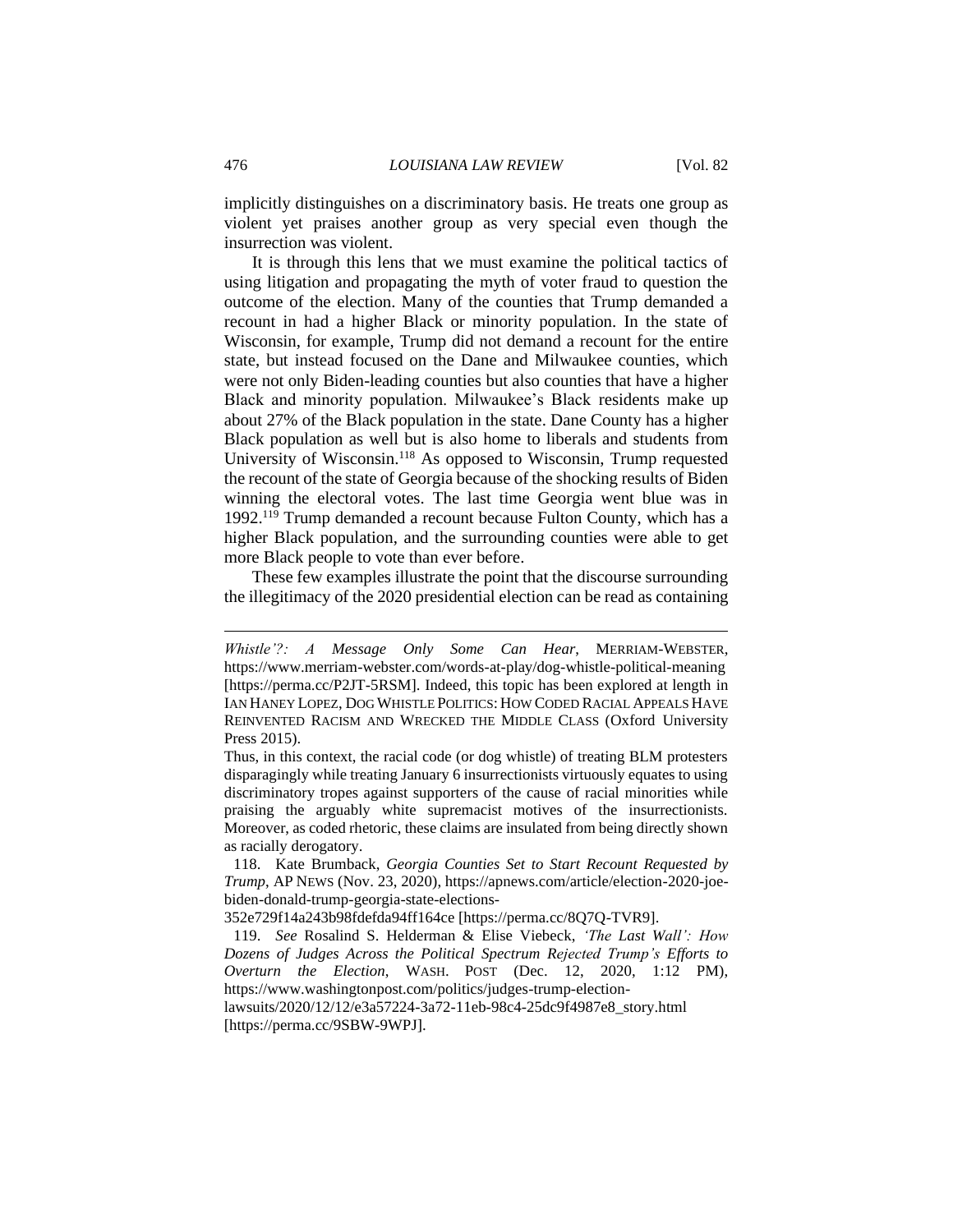implicitly distinguishes on a discriminatory basis. He treats one group as violent yet praises another group as very special even though the insurrection was violent.

It is through this lens that we must examine the political tactics of using litigation and propagating the myth of voter fraud to question the outcome of the election. Many of the counties that Trump demanded a recount in had a higher Black or minority population. In the state of Wisconsin, for example, Trump did not demand a recount for the entire state, but instead focused on the Dane and Milwaukee counties, which were not only Biden-leading counties but also counties that have a higher Black and minority population. Milwaukee's Black residents make up about 27% of the Black population in the state. Dane County has a higher Black population as well but is also home to liberals and students from University of Wisconsin.[118] As opposed to Wisconsin, Trump requested the recount of the state of Georgia because of the shocking results of Biden winning the electoral votes. The last time Georgia went blue was in 1992.[119] Trump demanded a recount because Fulton County, which has a higher Black population, and the surrounding counties were able to get more Black people to vote than ever before.

These few examples illustrate the point that the discourse surrounding the illegitimacy of the 2020 presidential election can be read as containing

---

*Whistle'?: A Message Only Some Can Hear*, MERRIAM-WEBSTER, https://www.merriam-webster.com/words-at-play/dog-whistle-political-meaning [https://perma.cc/P2JT-5RSM]. Indeed, this topic has been explored at length in IAN HANEY LOPEZ, DOG WHISTLE POLITICS: HOW CODED RACIAL APPEALS HAVE REINVENTED RACISM AND WRECKED THE MIDDLE CLASS (Oxford University Press 2015).

Thus, in this context, the racial code (or dog whistle) of treating BLM protesters disparagingly while treating January 6 insurrectionists virtuously equates to using discriminatory tropes against supporters of the cause of racial minorities while praising the arguably white supremacist motives of the insurrectionists. Moreover, as coded rhetoric, these claims are insulated from being directly shown as racially derogatory.

118. Kate Brumback, *Georgia Counties Set to Start Recount Requested by Trump*, AP NEWS (Nov. 23, 2020), https://apnews.com/article/election-2020-joe-biden-donald-trump-georgia-state-elections-352e729f14a243b98fdefda94ff164ce [https://perma.cc/8Q7Q-TVR9].

119. *See* Rosalind S. Helderman & Elise Viebeck, *'The Last Wall': How Dozens of Judges Across the Political Spectrum Rejected Trump's Efforts to Overturn the Election*, WASH. POST (Dec. 12, 2020, 1:12 PM), https://www.washingtonpost.com/politics/judges-trump-election-lawsuits/2020/12/12/e3a57224-3a72-11eb-98c4-25dc9f4987e8_story.html [https://perma.cc/9SBW-9WPJ].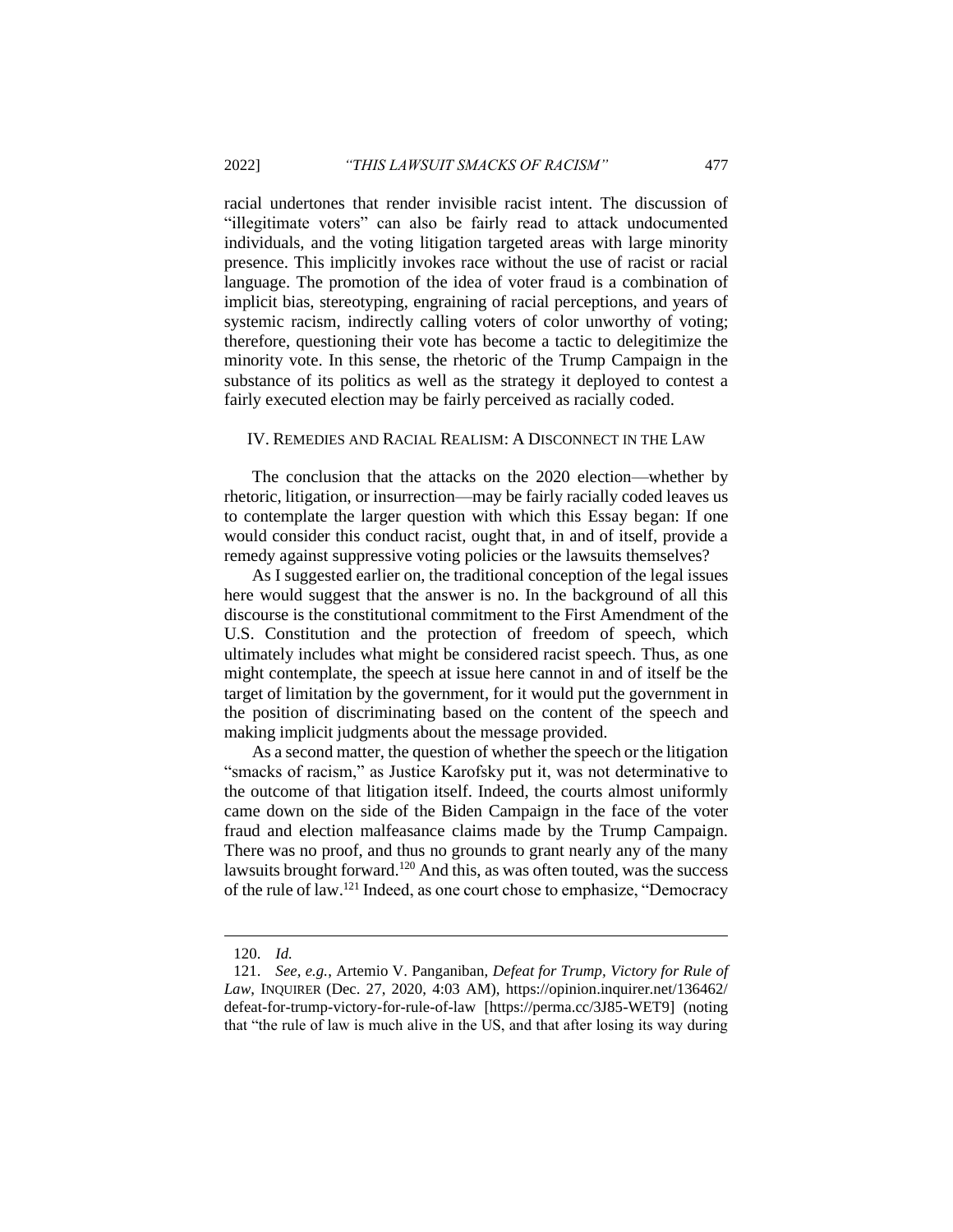racial undertones that render invisible racist intent. The discussion of "illegitimate voters" can also be fairly read to attack undocumented individuals, and the voting litigation targeted areas with large minority presence. This implicitly invokes race without the use of racist or racial language. The promotion of the idea of voter fraud is a combination of implicit bias, stereotyping, engraining of racial perceptions, and years of systemic racism, indirectly calling voters of color unworthy of voting; therefore, questioning their vote has become a tactic to delegitimize the minority vote. In this sense, the rhetoric of the Trump Campaign in the substance of its politics as well as the strategy it deployed to contest a fairly executed election may be fairly perceived as racially coded.

## IV. Remedies and Racial Realism: A Disconnect in the Law

The conclusion that the attacks on the 2020 election—whether by rhetoric, litigation, or insurrection—may be fairly racially coded leaves us to contemplate the larger question with which this Essay began: If one would consider this conduct racist, ought that, in and of itself, provide a remedy against suppressive voting policies or the lawsuits themselves?

As I suggested earlier on, the traditional conception of the legal issues here would suggest that the answer is no. In the background of all this discourse is the constitutional commitment to the First Amendment of the U.S. Constitution and the protection of freedom of speech, which ultimately includes what might be considered racist speech. Thus, as one might contemplate, the speech at issue here cannot in and of itself be the target of limitation by the government, for it would put the government in the position of discriminating based on the content of the speech and making implicit judgments about the message provided.

As a second matter, the question of whether the speech or the litigation "smacks of racism," as Justice Karofsky put it, was not determinative to the outcome of that litigation itself. Indeed, the courts almost uniformly came down on the side of the Biden Campaign in the face of the voter fraud and election malfeasance claims made by the Trump Campaign. There was no proof, and thus no grounds to grant nearly any of the many lawsuits brought forward.[120] And this, as was often touted, was the success of the rule of law.[121] Indeed, as one court chose to emphasize, "Democracy

---

120. *Id.*

121. *See, e.g.*, Artemio V. Panganiban, *Defeat for Trump, Victory for Rule of Law*, INQUIRER (Dec. 27, 2020, 4:03 AM), https://opinion.inquirer.net/136462/defeat-for-trump-victory-for-rule-of-law [https://perma.cc/3J85-WET9] (noting that "the rule of law is much alive in the US, and that after losing its way during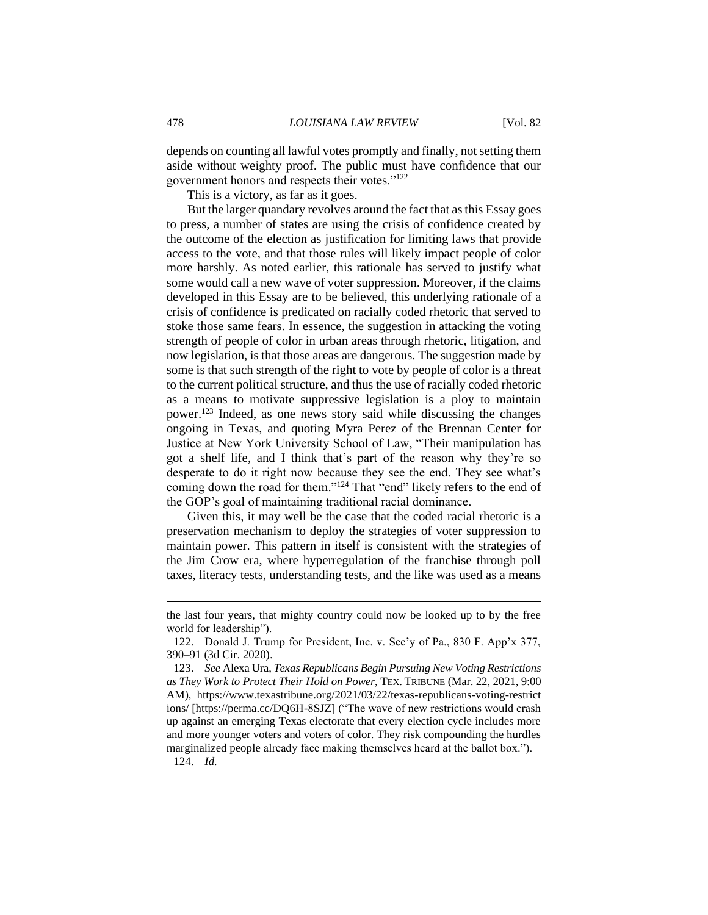depends on counting all lawful votes promptly and finally, not setting them aside without weighty proof. The public must have confidence that our government honors and respects their votes."[122]

This is a victory, as far as it goes.

But the larger quandary revolves around the fact that as this Essay goes to press, a number of states are using the crisis of confidence created by the outcome of the election as justification for limiting laws that provide access to the vote, and that those rules will likely impact people of color more harshly. As noted earlier, this rationale has served to justify what some would call a new wave of voter suppression. Moreover, if the claims developed in this Essay are to be believed, this underlying rationale of a crisis of confidence is predicated on racially coded rhetoric that served to stoke those same fears. In essence, the suggestion in attacking the voting strength of people of color in urban areas through rhetoric, litigation, and now legislation, is that those areas are dangerous. The suggestion made by some is that such strength of the right to vote by people of color is a threat to the current political structure, and thus the use of racially coded rhetoric as a means to motivate suppressive legislation is a ploy to maintain power.[123] Indeed, as one news story said while discussing the changes ongoing in Texas, and quoting Myra Perez of the Brennan Center for Justice at New York University School of Law, "Their manipulation has got a shelf life, and I think that's part of the reason why they're so desperate to do it right now because they see the end. They see what's coming down the road for them."[124] That "end" likely refers to the end of the GOP's goal of maintaining traditional racial dominance.

Given this, it may well be the case that the coded racial rhetoric is a preservation mechanism to deploy the strategies of voter suppression to maintain power. This pattern in itself is consistent with the strategies of the Jim Crow era, where hyperregulation of the franchise through poll taxes, literacy tests, understanding tests, and the like was used as a means

---

the last four years, that mighty country could now be looked up to by the free world for leadership").

122. Donald J. Trump for President, Inc. v. Sec'y of Pa., 830 F. App'x 377, 390–91 (3d Cir. 2020).

123. *See* Alexa Ura, *Texas Republicans Begin Pursuing New Voting Restrictions as They Work to Protect Their Hold on Power*, TEX. TRIBUNE (Mar. 22, 2021, 9:00 AM), https://www.texastribune.org/2021/03/22/texas-republicans-voting-restrictions/ [https://perma.cc/DQ6H-8SJZ] ("The wave of new restrictions would crash up against an emerging Texas electorate that every election cycle includes more and more younger voters and voters of color. They risk compounding the hurdles marginalized people already face making themselves heard at the ballot box.").

124. *Id.*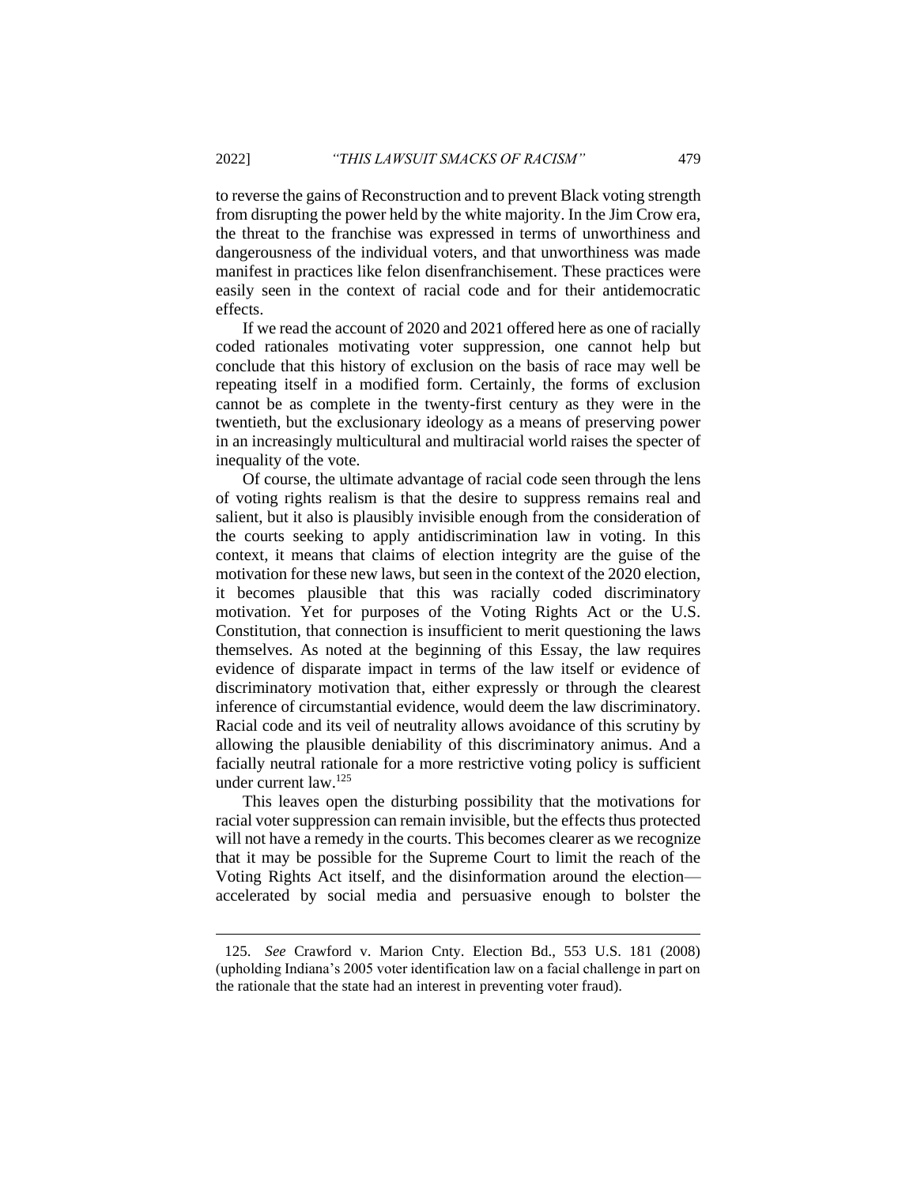to reverse the gains of Reconstruction and to prevent Black voting strength from disrupting the power held by the white majority. In the Jim Crow era, the threat to the franchise was expressed in terms of unworthiness and dangerousness of the individual voters, and that unworthiness was made manifest in practices like felon disenfranchisement. These practices were easily seen in the context of racial code and for their antidemocratic effects.

If we read the account of 2020 and 2021 offered here as one of racially coded rationales motivating voter suppression, one cannot help but conclude that this history of exclusion on the basis of race may well be repeating itself in a modified form. Certainly, the forms of exclusion cannot be as complete in the twenty-first century as they were in the twentieth, but the exclusionary ideology as a means of preserving power in an increasingly multicultural and multiracial world raises the specter of inequality of the vote.

Of course, the ultimate advantage of racial code seen through the lens of voting rights realism is that the desire to suppress remains real and salient, but it also is plausibly invisible enough from the consideration of the courts seeking to apply antidiscrimination law in voting. In this context, it means that claims of election integrity are the guise of the motivation for these new laws, but seen in the context of the 2020 election, it becomes plausible that this was racially coded discriminatory motivation. Yet for purposes of the Voting Rights Act or the U.S. Constitution, that connection is insufficient to merit questioning the laws themselves. As noted at the beginning of this Essay, the law requires evidence of disparate impact in terms of the law itself or evidence of discriminatory motivation that, either expressly or through the clearest inference of circumstantial evidence, would deem the law discriminatory. Racial code and its veil of neutrality allows avoidance of this scrutiny by allowing the plausible deniability of this discriminatory animus. And a facially neutral rationale for a more restrictive voting policy is sufficient under current law.[125]

This leaves open the disturbing possibility that the motivations for racial voter suppression can remain invisible, but the effects thus protected will not have a remedy in the courts. This becomes clearer as we recognize that it may be possible for the Supreme Court to limit the reach of the Voting Rights Act itself, and the disinformation around the election—accelerated by social media and persuasive enough to bolster the

---

125. *See* Crawford v. Marion Cnty. Election Bd., 553 U.S. 181 (2008) (upholding Indiana's 2005 voter identification law on a facial challenge in part on the rationale that the state had an interest in preventing voter fraud).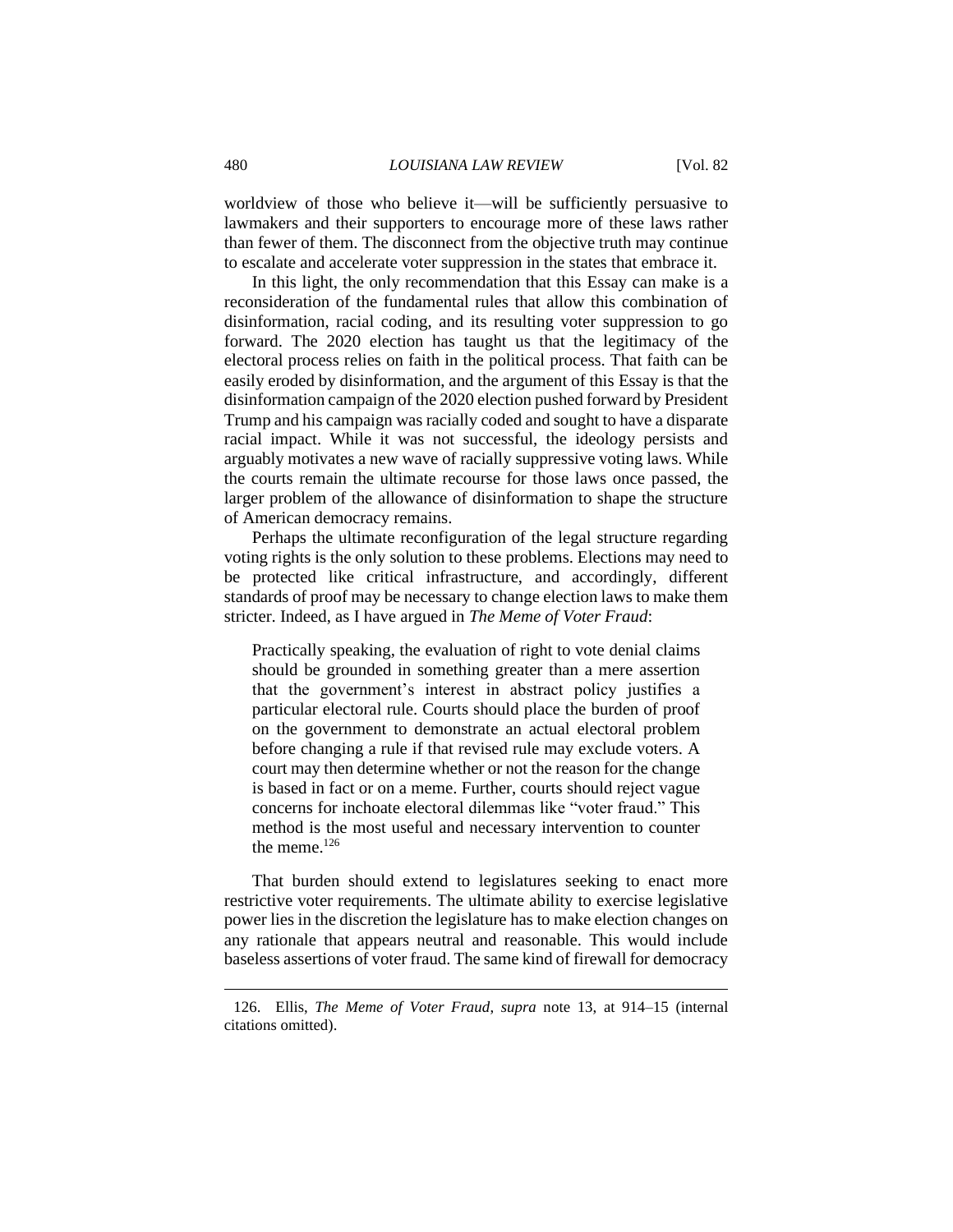worldview of those who believe it—will be sufficiently persuasive to lawmakers and their supporters to encourage more of these laws rather than fewer of them. The disconnect from the objective truth may continue to escalate and accelerate voter suppression in the states that embrace it.

In this light, the only recommendation that this Essay can make is a reconsideration of the fundamental rules that allow this combination of disinformation, racial coding, and its resulting voter suppression to go forward. The 2020 election has taught us that the legitimacy of the electoral process relies on faith in the political process. That faith can be easily eroded by disinformation, and the argument of this Essay is that the disinformation campaign of the 2020 election pushed forward by President Trump and his campaign was racially coded and sought to have a disparate racial impact. While it was not successful, the ideology persists and arguably motivates a new wave of racially suppressive voting laws. While the courts remain the ultimate recourse for those laws once passed, the larger problem of the allowance of disinformation to shape the structure of American democracy remains.

Perhaps the ultimate reconfiguration of the legal structure regarding voting rights is the only solution to these problems. Elections may need to be protected like critical infrastructure, and accordingly, different standards of proof may be necessary to change election laws to make them stricter. Indeed, as I have argued in *The Meme of Voter Fraud*:

> Practically speaking, the evaluation of right to vote denial claims should be grounded in something greater than a mere assertion that the government's interest in abstract policy justifies a particular electoral rule. Courts should place the burden of proof on the government to demonstrate an actual electoral problem before changing a rule if that revised rule may exclude voters. A court may then determine whether or not the reason for the change is based in fact or on a meme. Further, courts should reject vague concerns for inchoate electoral dilemmas like "voter fraud." This method is the most useful and necessary intervention to counter the meme.[126]

That burden should extend to legislatures seeking to enact more restrictive voter requirements. The ultimate ability to exercise legislative power lies in the discretion the legislature has to make election changes on any rationale that appears neutral and reasonable. This would include baseless assertions of voter fraud. The same kind of firewall for democracy

---

126. Ellis, *The Meme of Voter Fraud*, *supra* note 13, at 914–15 (internal citations omitted).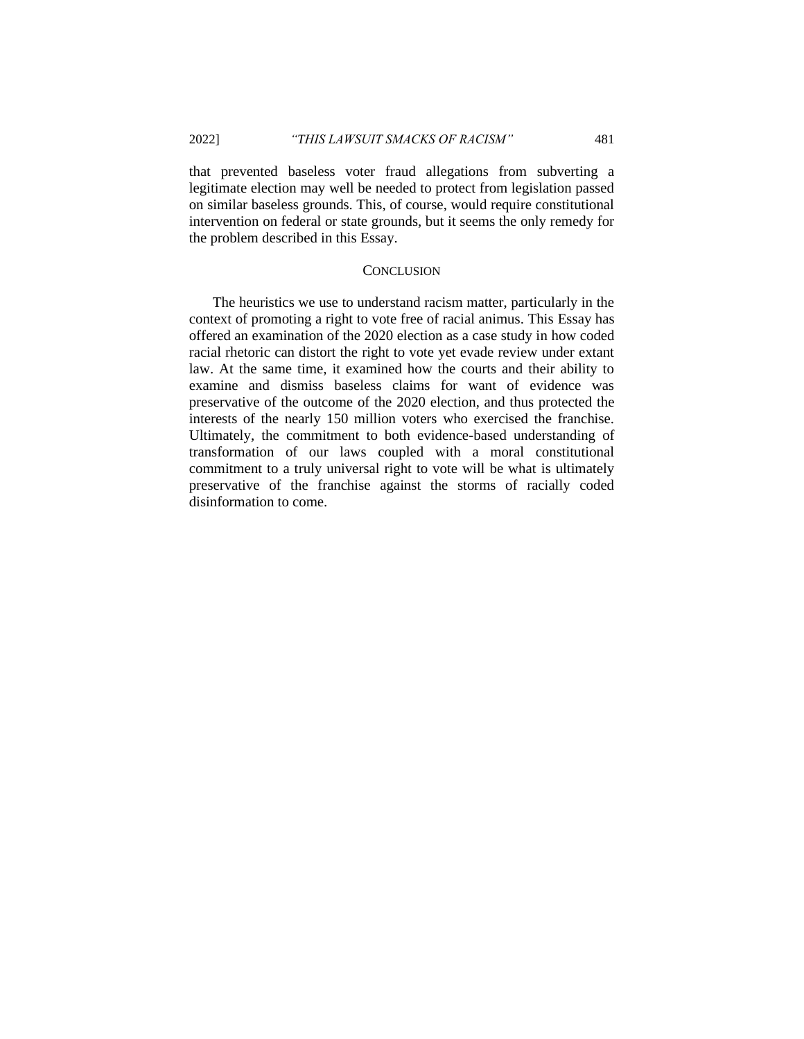that prevented baseless voter fraud allegations from subverting a legitimate election may well be needed to protect from legislation passed on similar baseless grounds. This, of course, would require constitutional intervention on federal or state grounds, but it seems the only remedy for the problem described in this Essay.

## CONCLUSION

The heuristics we use to understand racism matter, particularly in the context of promoting a right to vote free of racial animus. This Essay has offered an examination of the 2020 election as a case study in how coded racial rhetoric can distort the right to vote yet evade review under extant law. At the same time, it examined how the courts and their ability to examine and dismiss baseless claims for want of evidence was preservative of the outcome of the 2020 election, and thus protected the interests of the nearly 150 million voters who exercised the franchise. Ultimately, the commitment to both evidence-based understanding of transformation of our laws coupled with a moral constitutional commitment to a truly universal right to vote will be what is ultimately preservative of the franchise against the storms of racially coded disinformation to come.